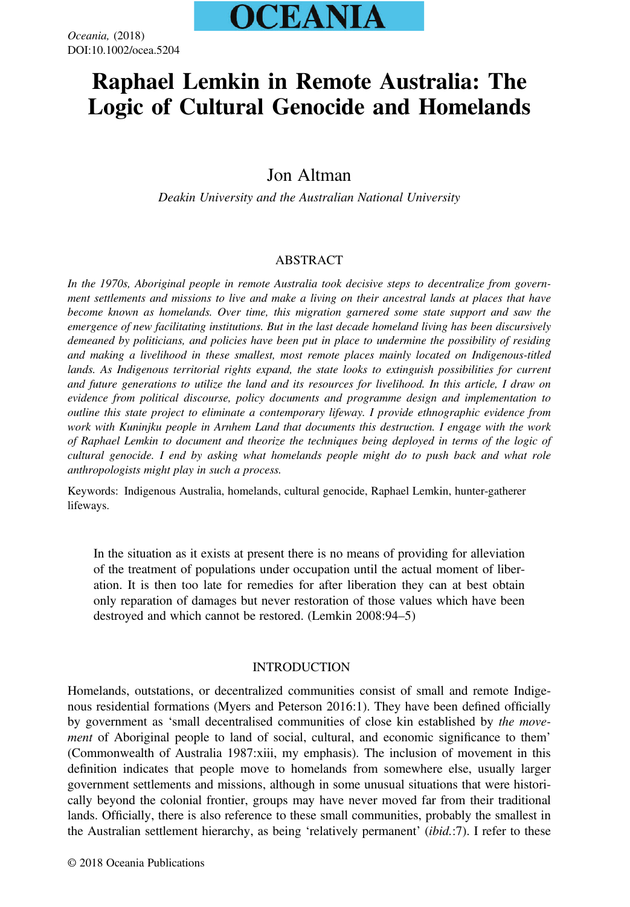# Raphael Lemkin in Remote Australia: The Logic of Cultural Genocide and Homelands

Jon Altman

*Deakin University and the Australian National University*

## ABSTRACT

*In the 1970s, Aboriginal people in remote Australia took decisive steps to decentralize from government settlements and missions to live and make a living on their ancestral lands at places that have become known as homelands. Over time, this migration garnered some state support and saw the emergence of new facilitating institutions. But in the last decade homeland living has been discursively demeaned by politicians, and policies have been put in place to undermine the possibility of residing and making a livelihood in these smallest, most remote places mainly located on Indigenous-titled lands. As Indigenous territorial rights expand, the state looks to extinguish possibilities for current and future generations to utilize the land and its resources for livelihood. In this article, I draw on evidence from political discourse, policy documents and programme design and implementation to outline this state project to eliminate a contemporary lifeway. I provide ethnographic evidence from work with Kuninjku people in Arnhem Land that documents this destruction. I engage with the work of Raphael Lemkin to document and theorize the techniques being deployed in terms of the logic of cultural genocide. I end by asking what homelands people might do to push back and what role anthropologists might play in such a process.*

Keywords: Indigenous Australia, homelands, cultural genocide, Raphael Lemkin, hunter-gatherer lifeways.

> In the situation as it exists at present there is no means of providing for alleviation of the treatment of populations under occupation until the actual moment of liberation. It is then too late for remedies for after liberation they can at best obtain only reparation of damages but never restoration of those values which have been destroyed and which cannot be restored. (Lemkin 2008:94–5)

## INTRODUCTION

Homelands, outstations, or decentralized communities consist of small and remote Indigenous residential formations (Myers and Peterson 2016:1). They have been defined officially by government as 'small decentralised communities of close kin established by *the movement* of Aboriginal people to land of social, cultural, and economic significance to them' (Commonwealth of Australia 1987:xiii, my emphasis). The inclusion of movement in this definition indicates that people move to homelands from somewhere else, usually larger government settlements and missions, although in some unusual situations that were historically beyond the colonial frontier, groups may have never moved far from their traditional lands. Officially, there is also reference to these small communities, probably the smallest in the Australian settlement hierarchy, as being 'relatively permanent' (*ibid.*:7). I refer to these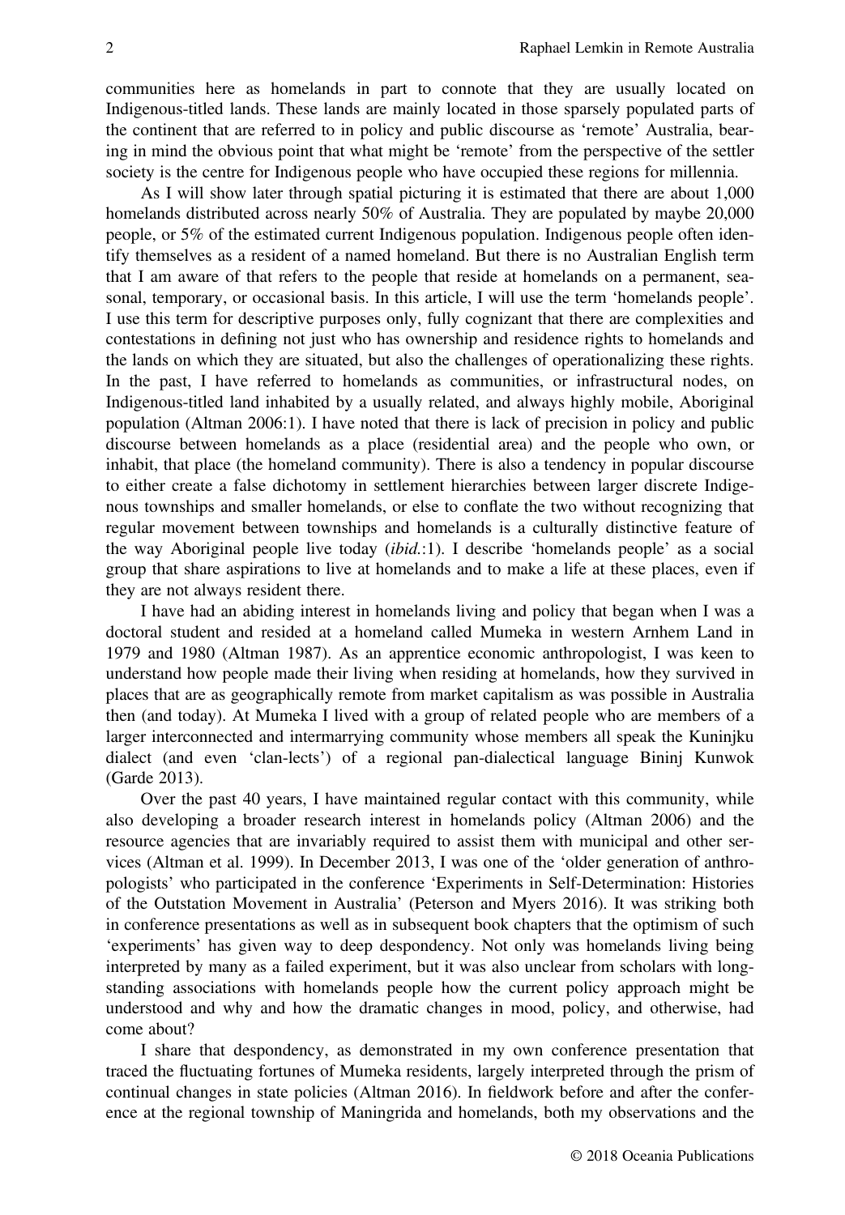communities here as homelands in part to connote that they are usually located on Indigenous-titled lands. These lands are mainly located in those sparsely populated parts of the continent that are referred to in policy and public discourse as 'remote' Australia, bearing in mind the obvious point that what might be 'remote' from the perspective of the settler society is the centre for Indigenous people who have occupied these regions for millennia.

As I will show later through spatial picturing it is estimated that there are about 1,000 homelands distributed across nearly 50% of Australia. They are populated by maybe 20,000 people, or 5% of the estimated current Indigenous population. Indigenous people often identify themselves as a resident of a named homeland. But there is no Australian English term that I am aware of that refers to the people that reside at homelands on a permanent, seasonal, temporary, or occasional basis. In this article, I will use the term 'homelands people'. I use this term for descriptive purposes only, fully cognizant that there are complexities and contestations in defining not just who has ownership and residence rights to homelands and the lands on which they are situated, but also the challenges of operationalizing these rights. In the past, I have referred to homelands as communities, or infrastructural nodes, on Indigenous-titled land inhabited by a usually related, and always highly mobile, Aboriginal population (Altman 2006:1). I have noted that there is lack of precision in policy and public discourse between homelands as a place (residential area) and the people who own, or inhabit, that place (the homeland community). There is also a tendency in popular discourse to either create a false dichotomy in settlement hierarchies between larger discrete Indigenous townships and smaller homelands, or else to conflate the two without recognizing that regular movement between townships and homelands is a culturally distinctive feature of the way Aboriginal people live today (*ibid.*:1). I describe 'homelands people' as a social group that share aspirations to live at homelands and to make a life at these places, even if they are not always resident there.

I have had an abiding interest in homelands living and policy that began when I was a doctoral student and resided at a homeland called Mumeka in western Arnhem Land in 1979 and 1980 (Altman 1987). As an apprentice economic anthropologist, I was keen to understand how people made their living when residing at homelands, how they survived in places that are as geographically remote from market capitalism as was possible in Australia then (and today). At Mumeka I lived with a group of related people who are members of a larger interconnected and intermarrying community whose members all speak the Kuninjku dialect (and even 'clan-lects') of a regional pan-dialectical language Bininj Kunwok (Garde 2013).

Over the past 40 years, I have maintained regular contact with this community, while also developing a broader research interest in homelands policy (Altman 2006) and the resource agencies that are invariably required to assist them with municipal and other services (Altman et al. 1999). In December 2013, I was one of the 'older generation of anthropologists' who participated in the conference 'Experiments in Self-Determination: Histories of the Outstation Movement in Australia' (Peterson and Myers 2016). It was striking both in conference presentations as well as in subsequent book chapters that the optimism of such 'experiments' has given way to deep despondency. Not only was homelands living being interpreted by many as a failed experiment, but it was also unclear from scholars with long-standing associations with homelands people how the current policy approach might be understood and why and how the dramatic changes in mood, policy, and otherwise, had come about?

I share that despondency, as demonstrated in my own conference presentation that traced the fluctuating fortunes of Mumeka residents, largely interpreted through the prism of continual changes in state policies (Altman 2016). In fieldwork before and after the conference at the regional township of Maningrida and homelands, both my observations and the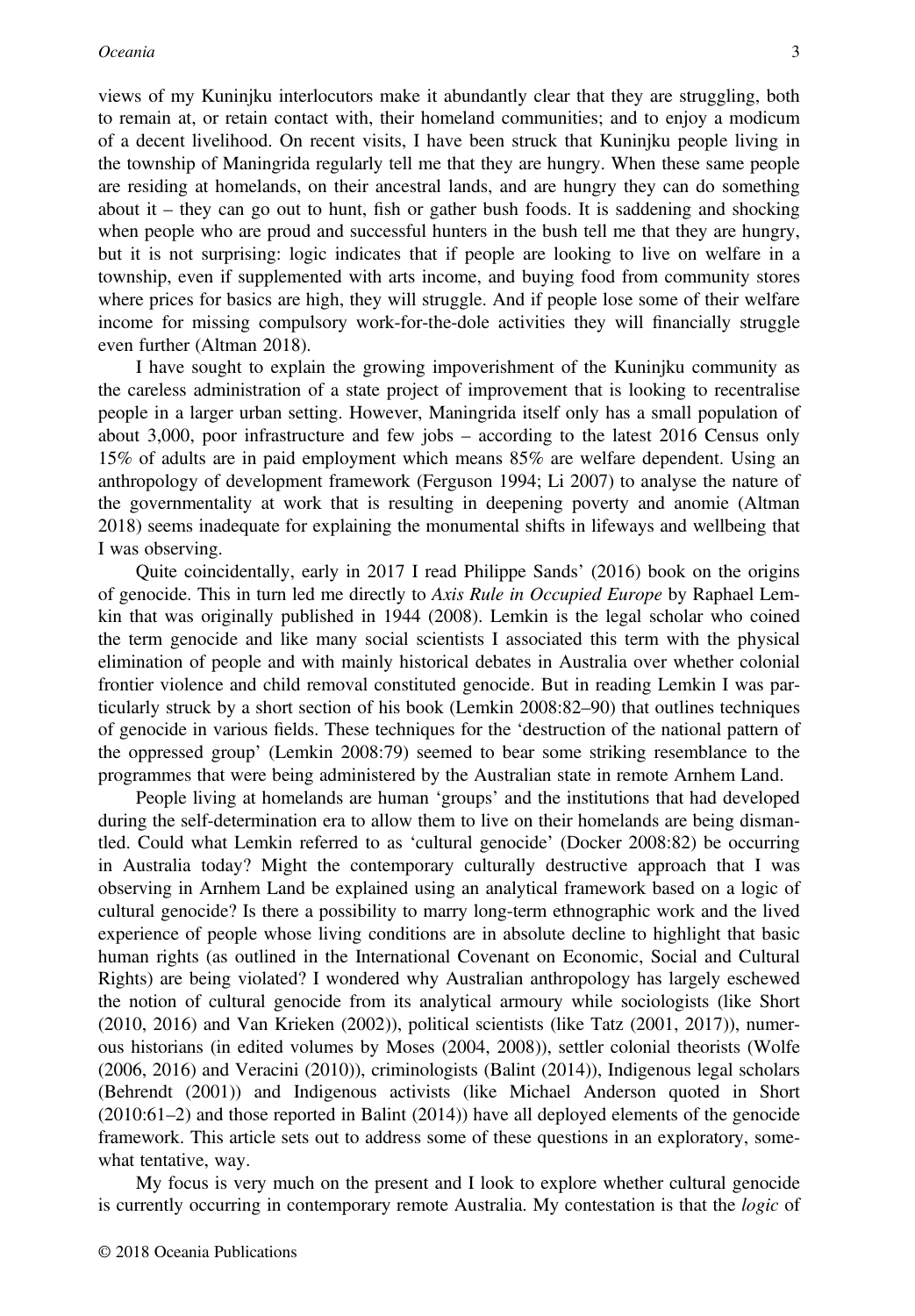views of my Kuninjku interlocutors make it abundantly clear that they are struggling, both to remain at, or retain contact with, their homeland communities; and to enjoy a modicum of a decent livelihood. On recent visits, I have been struck that Kuninjku people living in the township of Maningrida regularly tell me that they are hungry. When these same people are residing at homelands, on their ancestral lands, and are hungry they can do something about it – they can go out to hunt, fish or gather bush foods. It is saddening and shocking when people who are proud and successful hunters in the bush tell me that they are hungry, but it is not surprising: logic indicates that if people are looking to live on welfare in a township, even if supplemented with arts income, and buying food from community stores where prices for basics are high, they will struggle. And if people lose some of their welfare income for missing compulsory work-for-the-dole activities they will financially struggle even further (Altman 2018).

I have sought to explain the growing impoverishment of the Kuninjku community as the careless administration of a state project of improvement that is looking to recentralise people in a larger urban setting. However, Maningrida itself only has a small population of about 3,000, poor infrastructure and few jobs – according to the latest 2016 Census only 15% of adults are in paid employment which means 85% are welfare dependent. Using an anthropology of development framework (Ferguson 1994; Li 2007) to analyse the nature of the governmentality at work that is resulting in deepening poverty and anomie (Altman 2018) seems inadequate for explaining the monumental shifts in lifeways and wellbeing that I was observing.

Quite coincidentally, early in 2017 I read Philippe Sands' (2016) book on the origins of genocide. This in turn led me directly to *Axis Rule in Occupied Europe* by Raphael Lemkin that was originally published in 1944 (2008). Lemkin is the legal scholar who coined the term genocide and like many social scientists I associated this term with the physical elimination of people and with mainly historical debates in Australia over whether colonial frontier violence and child removal constituted genocide. But in reading Lemkin I was particularly struck by a short section of his book (Lemkin 2008:82–90) that outlines techniques of genocide in various fields. These techniques for the 'destruction of the national pattern of the oppressed group' (Lemkin 2008:79) seemed to bear some striking resemblance to the programmes that were being administered by the Australian state in remote Arnhem Land.

People living at homelands are human 'groups' and the institutions that had developed during the self-determination era to allow them to live on their homelands are being dismantled. Could what Lemkin referred to as 'cultural genocide' (Docker 2008:82) be occurring in Australia today? Might the contemporary culturally destructive approach that I was observing in Arnhem Land be explained using an analytical framework based on a logic of cultural genocide? Is there a possibility to marry long-term ethnographic work and the lived experience of people whose living conditions are in absolute decline to highlight that basic human rights (as outlined in the International Covenant on Economic, Social and Cultural Rights) are being violated? I wondered why Australian anthropology has largely eschewed the notion of cultural genocide from its analytical armoury while sociologists (like Short (2010, 2016) and Van Krieken (2002)), political scientists (like Tatz (2001, 2017)), numerous historians (in edited volumes by Moses (2004, 2008)), settler colonial theorists (Wolfe (2006, 2016) and Veracini (2010)), criminologists (Balint (2014)), Indigenous legal scholars (Behrendt (2001)) and Indigenous activists (like Michael Anderson quoted in Short (2010:61–2) and those reported in Balint (2014)) have all deployed elements of the genocide framework. This article sets out to address some of these questions in an exploratory, somewhat tentative, way.

My focus is very much on the present and I look to explore whether cultural genocide is currently occurring in contemporary remote Australia. My contestation is that the *logic* of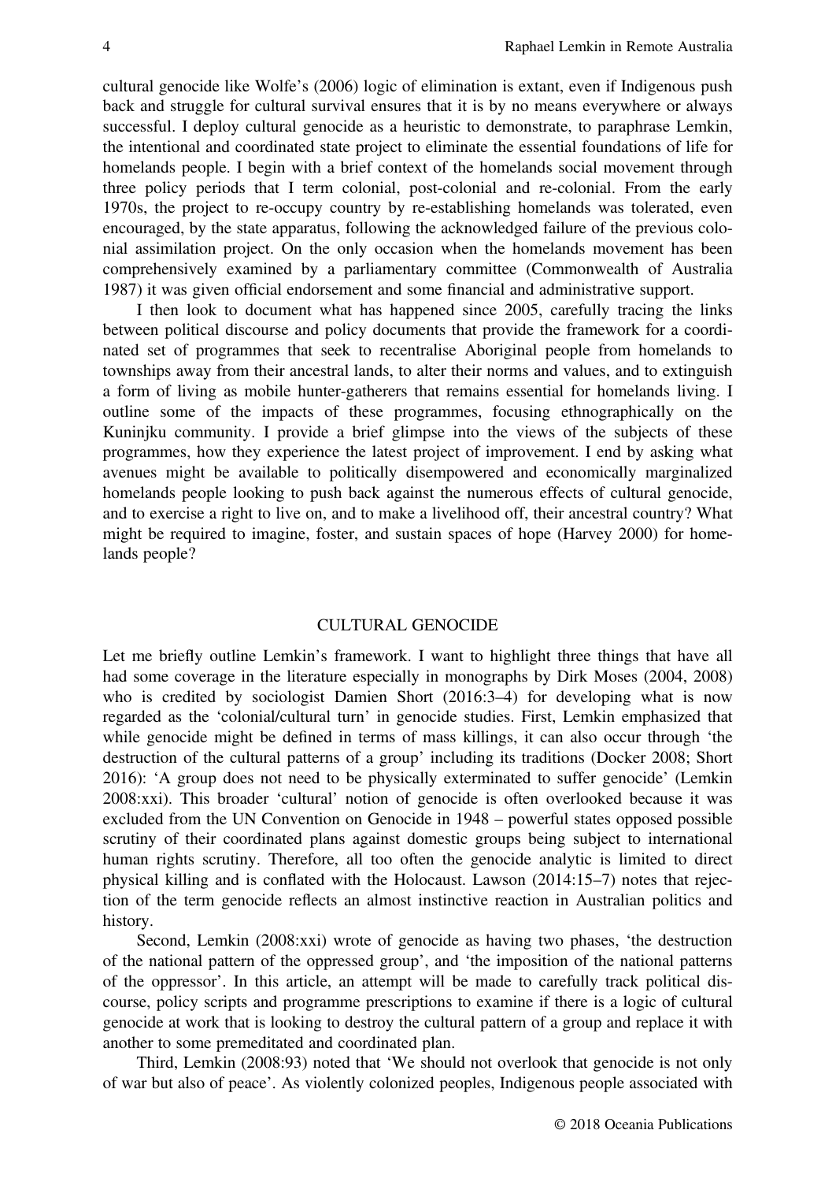cultural genocide like Wolfe's (2006) logic of elimination is extant, even if Indigenous push back and struggle for cultural survival ensures that it is by no means everywhere or always successful. I deploy cultural genocide as a heuristic to demonstrate, to paraphrase Lemkin, the intentional and coordinated state project to eliminate the essential foundations of life for homelands people. I begin with a brief context of the homelands social movement through three policy periods that I term colonial, post-colonial and re-colonial. From the early 1970s, the project to re-occupy country by re-establishing homelands was tolerated, even encouraged, by the state apparatus, following the acknowledged failure of the previous colonial assimilation project. On the only occasion when the homelands movement has been comprehensively examined by a parliamentary committee (Commonwealth of Australia 1987) it was given official endorsement and some financial and administrative support.

I then look to document what has happened since 2005, carefully tracing the links between political discourse and policy documents that provide the framework for a coordinated set of programmes that seek to recentralise Aboriginal people from homelands to townships away from their ancestral lands, to alter their norms and values, and to extinguish a form of living as mobile hunter-gatherers that remains essential for homelands living. I outline some of the impacts of these programmes, focusing ethnographically on the Kuninjku community. I provide a brief glimpse into the views of the subjects of these programmes, how they experience the latest project of improvement. I end by asking what avenues might be available to politically disempowered and economically marginalized homelands people looking to push back against the numerous effects of cultural genocide, and to exercise a right to live on, and to make a livelihood off, their ancestral country? What might be required to imagine, foster, and sustain spaces of hope (Harvey 2000) for homelands people?

## CULTURAL GENOCIDE

Let me briefly outline Lemkin's framework. I want to highlight three things that have all had some coverage in the literature especially in monographs by Dirk Moses (2004, 2008) who is credited by sociologist Damien Short (2016:3–4) for developing what is now regarded as the 'colonial/cultural turn' in genocide studies. First, Lemkin emphasized that while genocide might be defined in terms of mass killings, it can also occur through 'the destruction of the cultural patterns of a group' including its traditions (Docker 2008; Short 2016): 'A group does not need to be physically exterminated to suffer genocide' (Lemkin 2008:xxi). This broader 'cultural' notion of genocide is often overlooked because it was excluded from the UN Convention on Genocide in 1948 – powerful states opposed possible scrutiny of their coordinated plans against domestic groups being subject to international human rights scrutiny. Therefore, all too often the genocide analytic is limited to direct physical killing and is conflated with the Holocaust. Lawson (2014:15–7) notes that rejection of the term genocide reflects an almost instinctive reaction in Australian politics and history.

Second, Lemkin (2008:xxi) wrote of genocide as having two phases, 'the destruction of the national pattern of the oppressed group', and 'the imposition of the national patterns of the oppressor'. In this article, an attempt will be made to carefully track political discourse, policy scripts and programme prescriptions to examine if there is a logic of cultural genocide at work that is looking to destroy the cultural pattern of a group and replace it with another to some premeditated and coordinated plan.

Third, Lemkin (2008:93) noted that 'We should not overlook that genocide is not only of war but also of peace'. As violently colonized peoples, Indigenous people associated with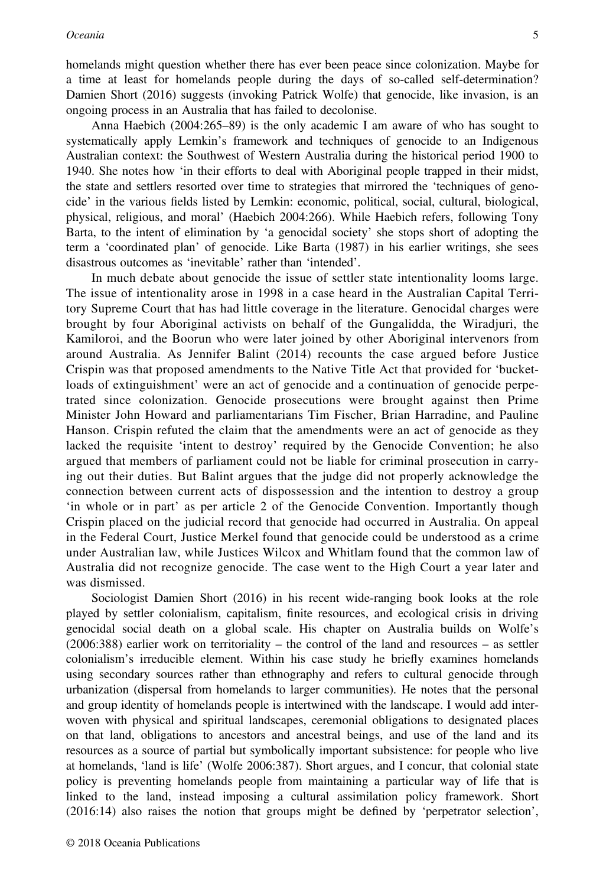homelands might question whether there has ever been peace since colonization. Maybe for a time at least for homelands people during the days of so-called self-determination? Damien Short (2016) suggests (invoking Patrick Wolfe) that genocide, like invasion, is an ongoing process in an Australia that has failed to decolonise.

Anna Haebich (2004:265–89) is the only academic I am aware of who has sought to systematically apply Lemkin's framework and techniques of genocide to an Indigenous Australian context: the Southwest of Western Australia during the historical period 1900 to 1940. She notes how 'in their efforts to deal with Aboriginal people trapped in their midst, the state and settlers resorted over time to strategies that mirrored the 'techniques of genocide' in the various fields listed by Lemkin: economic, political, social, cultural, biological, physical, religious, and moral' (Haebich 2004:266). While Haebich refers, following Tony Barta, to the intent of elimination by 'a genocidal society' she stops short of adopting the term a 'coordinated plan' of genocide. Like Barta (1987) in his earlier writings, she sees disastrous outcomes as 'inevitable' rather than 'intended'.

In much debate about genocide the issue of settler state intentionality looms large. The issue of intentionality arose in 1998 in a case heard in the Australian Capital Territory Supreme Court that has had little coverage in the literature. Genocidal charges were brought by four Aboriginal activists on behalf of the Gungalidda, the Wiradjuri, the Kamiloroi, and the Boorun who were later joined by other Aboriginal intervenors from around Australia. As Jennifer Balint (2014) recounts the case argued before Justice Crispin was that proposed amendments to the Native Title Act that provided for 'bucket-loads of extinguishment' were an act of genocide and a continuation of genocide perpetrated since colonization. Genocide prosecutions were brought against then Prime Minister John Howard and parliamentarians Tim Fischer, Brian Harradine, and Pauline Hanson. Crispin refuted the claim that the amendments were an act of genocide as they lacked the requisite 'intent to destroy' required by the Genocide Convention; he also argued that members of parliament could not be liable for criminal prosecution in carrying out their duties. But Balint argues that the judge did not properly acknowledge the connection between current acts of dispossession and the intention to destroy a group 'in whole or in part' as per article 2 of the Genocide Convention. Importantly though Crispin placed on the judicial record that genocide had occurred in Australia. On appeal in the Federal Court, Justice Merkel found that genocide could be understood as a crime under Australian law, while Justices Wilcox and Whitlam found that the common law of Australia did not recognize genocide. The case went to the High Court a year later and was dismissed.

Sociologist Damien Short (2016) in his recent wide-ranging book looks at the role played by settler colonialism, capitalism, finite resources, and ecological crisis in driving genocidal social death on a global scale. His chapter on Australia builds on Wolfe's (2006:388) earlier work on territoriality – the control of the land and resources – as settler colonialism's irreducible element. Within his case study he briefly examines homelands using secondary sources rather than ethnography and refers to cultural genocide through urbanization (dispersal from homelands to larger communities). He notes that the personal and group identity of homelands people is intertwined with the landscape. I would add interwoven with physical and spiritual landscapes, ceremonial obligations to designated places on that land, obligations to ancestors and ancestral beings, and use of the land and its resources as a source of partial but symbolically important subsistence: for people who live at homelands, 'land is life' (Wolfe 2006:387). Short argues, and I concur, that colonial state policy is preventing homelands people from maintaining a particular way of life that is linked to the land, instead imposing a cultural assimilation policy framework. Short (2016:14) also raises the notion that groups might be defined by 'perpetrator selection',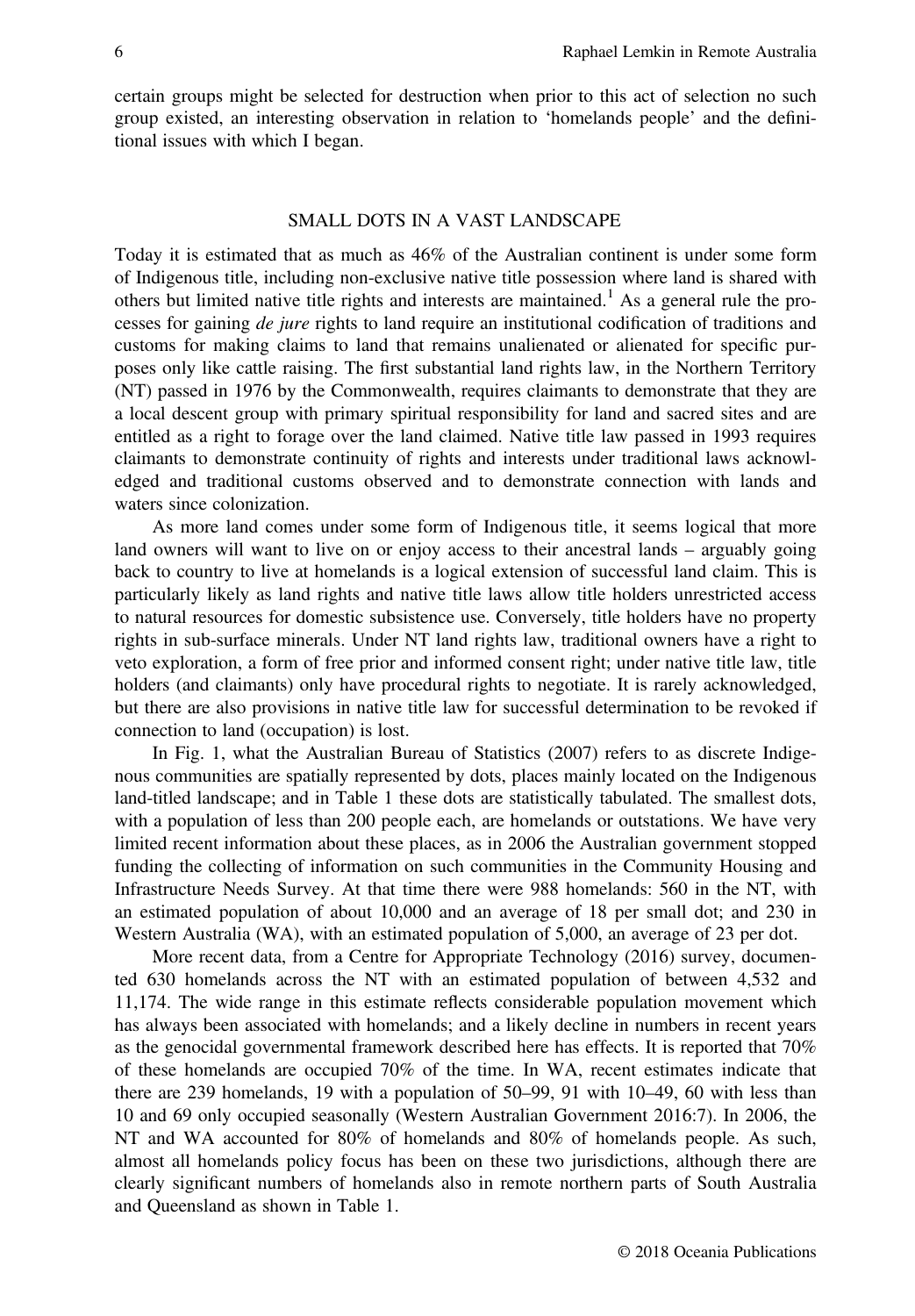certain groups might be selected for destruction when prior to this act of selection no such group existed, an interesting observation in relation to 'homelands people' and the definitional issues with which I began.

## SMALL DOTS IN A VAST LANDSCAPE

Today it is estimated that as much as 46% of the Australian continent is under some form of Indigenous title, including non-exclusive native title possession where land is shared with others but limited native title rights and interests are maintained.[1] As a general rule the processes for gaining *de jure* rights to land require an institutional codification of traditions and customs for making claims to land that remains unalienated or alienated for specific purposes only like cattle raising. The first substantial land rights law, in the Northern Territory (NT) passed in 1976 by the Commonwealth, requires claimants to demonstrate that they are a local descent group with primary spiritual responsibility for land and sacred sites and are entitled as a right to forage over the land claimed. Native title law passed in 1993 requires claimants to demonstrate continuity of rights and interests under traditional laws acknowledged and traditional customs observed and to demonstrate connection with lands and waters since colonization.

As more land comes under some form of Indigenous title, it seems logical that more land owners will want to live on or enjoy access to their ancestral lands – arguably going back to country to live at homelands is a logical extension of successful land claim. This is particularly likely as land rights and native title laws allow title holders unrestricted access to natural resources for domestic subsistence use. Conversely, title holders have no property rights in sub-surface minerals. Under NT land rights law, traditional owners have a right to veto exploration, a form of free prior and informed consent right; under native title law, title holders (and claimants) only have procedural rights to negotiate. It is rarely acknowledged, but there are also provisions in native title law for successful determination to be revoked if connection to land (occupation) is lost.

In Fig. 1, what the Australian Bureau of Statistics (2007) refers to as discrete Indigenous communities are spatially represented by dots, places mainly located on the Indigenous land-titled landscape; and in Table 1 these dots are statistically tabulated. The smallest dots, with a population of less than 200 people each, are homelands or outstations. We have very limited recent information about these places, as in 2006 the Australian government stopped funding the collecting of information on such communities in the Community Housing and Infrastructure Needs Survey. At that time there were 988 homelands: 560 in the NT, with an estimated population of about 10,000 and an average of 18 per small dot; and 230 in Western Australia (WA), with an estimated population of 5,000, an average of 23 per dot.

More recent data, from a Centre for Appropriate Technology (2016) survey, documented 630 homelands across the NT with an estimated population of between 4,532 and 11,174. The wide range in this estimate reflects considerable population movement which has always been associated with homelands; and a likely decline in numbers in recent years as the genocidal governmental framework described here has effects. It is reported that 70% of these homelands are occupied 70% of the time. In WA, recent estimates indicate that there are 239 homelands, 19 with a population of 50–99, 91 with 10–49, 60 with less than 10 and 69 only occupied seasonally (Western Australian Government 2016:7). In 2006, the NT and WA accounted for 80% of homelands and 80% of homelands people. As such, almost all homelands policy focus has been on these two jurisdictions, although there are clearly significant numbers of homelands also in remote northern parts of South Australia and Queensland as shown in Table 1.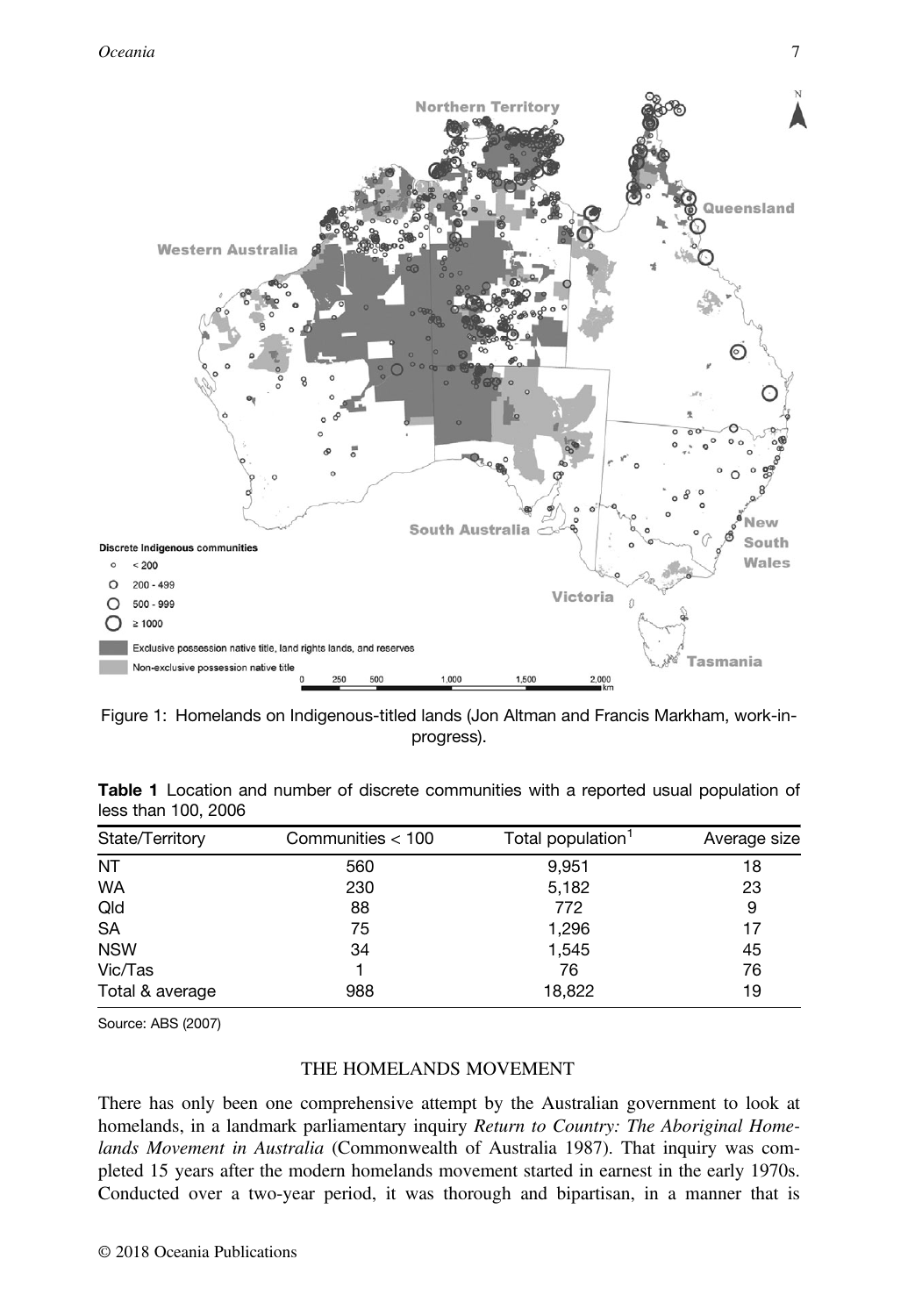Figure 1: Homelands on Indigenous-titled lands (Jon Altman and Francis Markham, work-in-progress).

**Table 1** Location and number of discrete communities with a reported usual population of less than 100, 2006

| State/Territory | Communities < 100 | Total population[1] | Average size |
|---|---|---|---|
| NT | 560 | 9,951 | 18 |
| WA | 230 | 5,182 | 23 |
| Qld | 88 | 772 | 9 |
| SA | 75 | 1,296 | 17 |
| NSW | 34 | 1,545 | 45 |
| Vic/Tas | 1 | 76 | 76 |
| Total & average | 988 | 18,822 | 19 |

Source: ABS (2007)

## THE HOMELANDS MOVEMENT

There has only been one comprehensive attempt by the Australian government to look at homelands, in a landmark parliamentary inquiry *Return to Country: The Aboriginal Homelands Movement in Australia* (Commonwealth of Australia 1987). That inquiry was completed 15 years after the modern homelands movement started in earnest in the early 1970s. Conducted over a two-year period, it was thorough and bipartisan, in a manner that is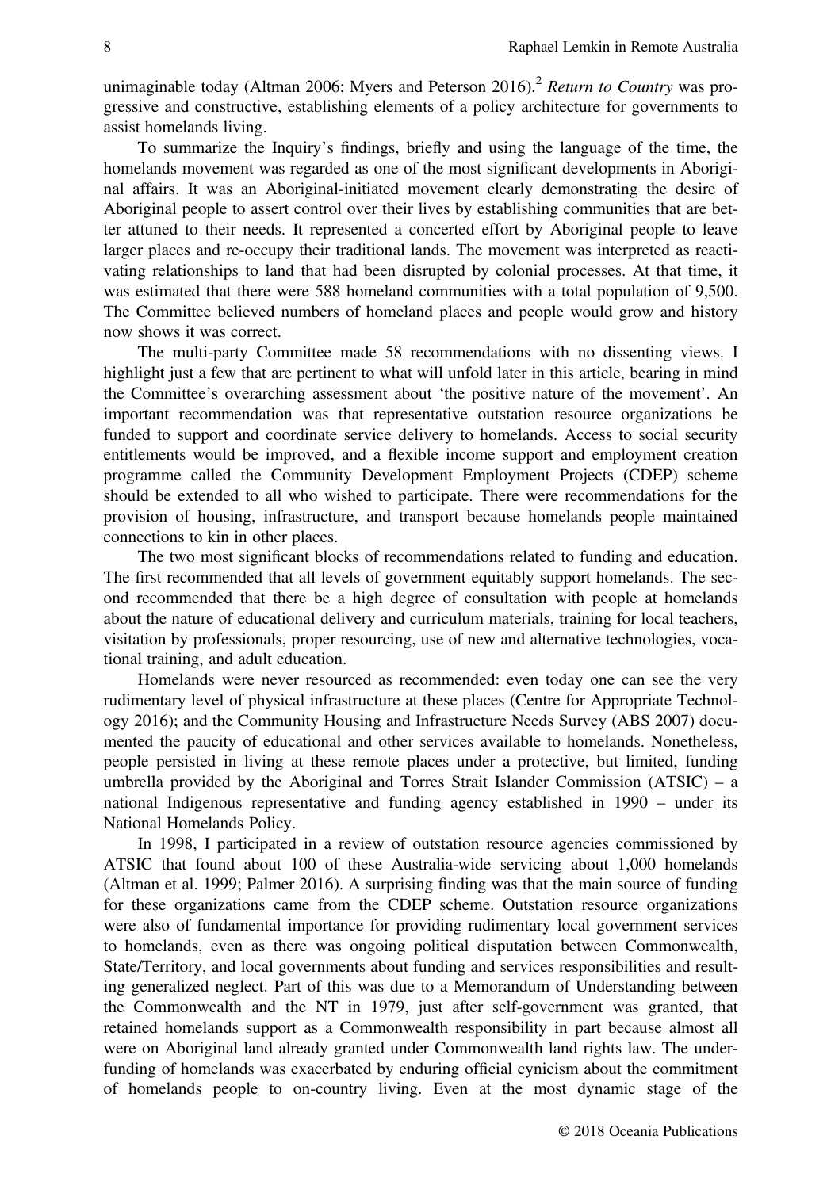unimaginable today (Altman 2006; Myers and Peterson 2016).[2] *Return to Country* was progressive and constructive, establishing elements of a policy architecture for governments to assist homelands living.

To summarize the Inquiry's findings, briefly and using the language of the time, the homelands movement was regarded as one of the most significant developments in Aboriginal affairs. It was an Aboriginal-initiated movement clearly demonstrating the desire of Aboriginal people to assert control over their lives by establishing communities that are better attuned to their needs. It represented a concerted effort by Aboriginal people to leave larger places and re-occupy their traditional lands. The movement was interpreted as reactivating relationships to land that had been disrupted by colonial processes. At that time, it was estimated that there were 588 homeland communities with a total population of 9,500. The Committee believed numbers of homeland places and people would grow and history now shows it was correct.

The multi-party Committee made 58 recommendations with no dissenting views. I highlight just a few that are pertinent to what will unfold later in this article, bearing in mind the Committee's overarching assessment about 'the positive nature of the movement'. An important recommendation was that representative outstation resource organizations be funded to support and coordinate service delivery to homelands. Access to social security entitlements would be improved, and a flexible income support and employment creation programme called the Community Development Employment Projects (CDEP) scheme should be extended to all who wished to participate. There were recommendations for the provision of housing, infrastructure, and transport because homelands people maintained connections to kin in other places.

The two most significant blocks of recommendations related to funding and education. The first recommended that all levels of government equitably support homelands. The second recommended that there be a high degree of consultation with people at homelands about the nature of educational delivery and curriculum materials, training for local teachers, visitation by professionals, proper resourcing, use of new and alternative technologies, vocational training, and adult education.

Homelands were never resourced as recommended: even today one can see the very rudimentary level of physical infrastructure at these places (Centre for Appropriate Technology 2016); and the Community Housing and Infrastructure Needs Survey (ABS 2007) documented the paucity of educational and other services available to homelands. Nonetheless, people persisted in living at these remote places under a protective, but limited, funding umbrella provided by the Aboriginal and Torres Strait Islander Commission (ATSIC) – a national Indigenous representative and funding agency established in 1990 – under its National Homelands Policy.

In 1998, I participated in a review of outstation resource agencies commissioned by ATSIC that found about 100 of these Australia-wide servicing about 1,000 homelands (Altman et al. 1999; Palmer 2016). A surprising finding was that the main source of funding for these organizations came from the CDEP scheme. Outstation resource organizations were also of fundamental importance for providing rudimentary local government services to homelands, even as there was ongoing political disputation between Commonwealth, State/Territory, and local governments about funding and services responsibilities and resulting generalized neglect. Part of this was due to a Memorandum of Understanding between the Commonwealth and the NT in 1979, just after self-government was granted, that retained homelands support as a Commonwealth responsibility in part because almost all were on Aboriginal land already granted under Commonwealth land rights law. The underfunding of homelands was exacerbated by enduring official cynicism about the commitment of homelands people to on-country living. Even at the most dynamic stage of the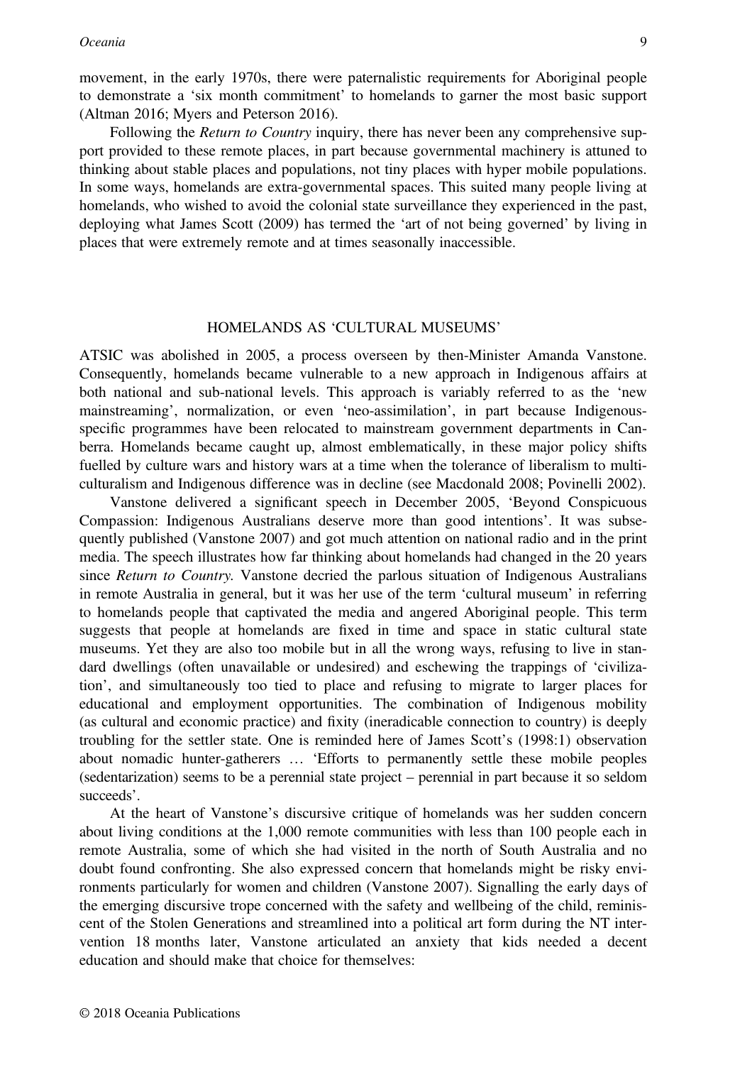movement, in the early 1970s, there were paternalistic requirements for Aboriginal people to demonstrate a 'six month commitment' to homelands to garner the most basic support (Altman 2016; Myers and Peterson 2016).

Following the *Return to Country* inquiry, there has never been any comprehensive support provided to these remote places, in part because governmental machinery is attuned to thinking about stable places and populations, not tiny places with hyper mobile populations. In some ways, homelands are extra-governmental spaces. This suited many people living at homelands, who wished to avoid the colonial state surveillance they experienced in the past, deploying what James Scott (2009) has termed the 'art of not being governed' by living in places that were extremely remote and at times seasonally inaccessible.

## HOMELANDS AS 'CULTURAL MUSEUMS'

ATSIC was abolished in 2005, a process overseen by then-Minister Amanda Vanstone. Consequently, homelands became vulnerable to a new approach in Indigenous affairs at both national and sub-national levels. This approach is variably referred to as the 'new mainstreaming', normalization, or even 'neo-assimilation', in part because Indigenous-specific programmes have been relocated to mainstream government departments in Canberra. Homelands became caught up, almost emblematically, in these major policy shifts fuelled by culture wars and history wars at a time when the tolerance of liberalism to multiculturalism and Indigenous difference was in decline (see Macdonald 2008; Povinelli 2002).

Vanstone delivered a significant speech in December 2005, 'Beyond Conspicuous Compassion: Indigenous Australians deserve more than good intentions'. It was subsequently published (Vanstone 2007) and got much attention on national radio and in the print media. The speech illustrates how far thinking about homelands had changed in the 20 years since *Return to Country*. Vanstone decried the parlous situation of Indigenous Australians in remote Australia in general, but it was her use of the term 'cultural museum' in referring to homelands people that captivated the media and angered Aboriginal people. This term suggests that people at homelands are fixed in time and space in static cultural state museums. Yet they are also too mobile but in all the wrong ways, refusing to live in standard dwellings (often unavailable or undesired) and eschewing the trappings of 'civilization', and simultaneously too tied to place and refusing to migrate to larger places for educational and employment opportunities. The combination of Indigenous mobility (as cultural and economic practice) and fixity (ineradicable connection to country) is deeply troubling for the settler state. One is reminded here of James Scott's (1998:1) observation about nomadic hunter-gatherers … 'Efforts to permanently settle these mobile peoples (sedentarization) seems to be a perennial state project – perennial in part because it so seldom succeeds'.

At the heart of Vanstone's discursive critique of homelands was her sudden concern about living conditions at the 1,000 remote communities with less than 100 people each in remote Australia, some of which she had visited in the north of South Australia and no doubt found confronting. She also expressed concern that homelands might be risky environments particularly for women and children (Vanstone 2007). Signalling the early days of the emerging discursive trope concerned with the safety and wellbeing of the child, reminiscent of the Stolen Generations and streamlined into a political art form during the NT intervention 18 months later, Vanstone articulated an anxiety that kids needed a decent education and should make that choice for themselves: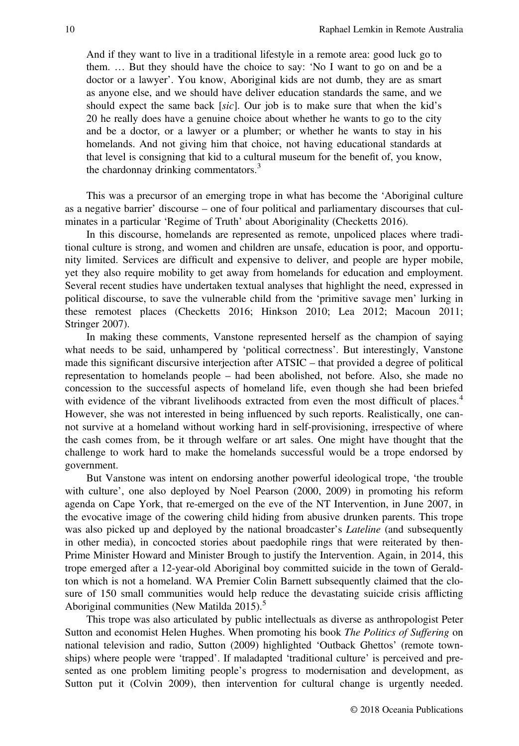> And if they want to live in a traditional lifestyle in a remote area: good luck go to them. … But they should have the choice to say: 'No I want to go on and be a doctor or a lawyer'. You know, Aboriginal kids are not dumb, they are as smart as anyone else, and we should have deliver education standards the same, and we should expect the same back [*sic*]. Our job is to make sure that when the kid's 20 he really does have a genuine choice about whether he wants to go to the city and be a doctor, or a lawyer or a plumber; or whether he wants to stay in his homelands. And not giving him that choice, not having educational standards at that level is consigning that kid to a cultural museum for the benefit of, you know, the chardonnay drinking commentators.[3]

This was a precursor of an emerging trope in what has become the 'Aboriginal culture as a negative barrier' discourse – one of four political and parliamentary discourses that culminates in a particular 'Regime of Truth' about Aboriginality (Checketts 2016).

In this discourse, homelands are represented as remote, unpoliced places where traditional culture is strong, and women and children are unsafe, education is poor, and opportunity limited. Services are difficult and expensive to deliver, and people are hyper mobile, yet they also require mobility to get away from homelands for education and employment. Several recent studies have undertaken textual analyses that highlight the need, expressed in political discourse, to save the vulnerable child from the 'primitive savage men' lurking in these remotest places (Checketts 2016; Hinkson 2010; Lea 2012; Macoun 2011; Stringer 2007).

In making these comments, Vanstone represented herself as the champion of saying what needs to be said, unhampered by 'political correctness'. But interestingly, Vanstone made this significant discursive interjection after ATSIC – that provided a degree of political representation to homelands people – had been abolished, not before. Also, she made no concession to the successful aspects of homeland life, even though she had been briefed with evidence of the vibrant livelihoods extracted from even the most difficult of places.[4] However, she was not interested in being influenced by such reports. Realistically, one cannot survive at a homeland without working hard in self-provisioning, irrespective of where the cash comes from, be it through welfare or art sales. One might have thought that the challenge to work hard to make the homelands successful would be a trope endorsed by government.

But Vanstone was intent on endorsing another powerful ideological trope, 'the trouble with culture', one also deployed by Noel Pearson (2000, 2009) in promoting his reform agenda on Cape York, that re-emerged on the eve of the NT Intervention, in June 2007, in the evocative image of the cowering child hiding from abusive drunken parents. This trope was also picked up and deployed by the national broadcaster's *Lateline* (and subsequently in other media), in concocted stories about paedophile rings that were reiterated by then-Prime Minister Howard and Minister Brough to justify the Intervention. Again, in 2014, this trope emerged after a 12-year-old Aboriginal boy committed suicide in the town of Geraldton which is not a homeland. WA Premier Colin Barnett subsequently claimed that the closure of 150 small communities would help reduce the devastating suicide crisis afflicting Aboriginal communities (New Matilda 2015).[5]

This trope was also articulated by public intellectuals as diverse as anthropologist Peter Sutton and economist Helen Hughes. When promoting his book *The Politics of Suffering* on national television and radio, Sutton (2009) highlighted 'Outback Ghettos' (remote townships) where people were 'trapped'. If maladapted 'traditional culture' is perceived and presented as one problem limiting people's progress to modernisation and development, as Sutton put it (Colvin 2009), then intervention for cultural change is urgently needed.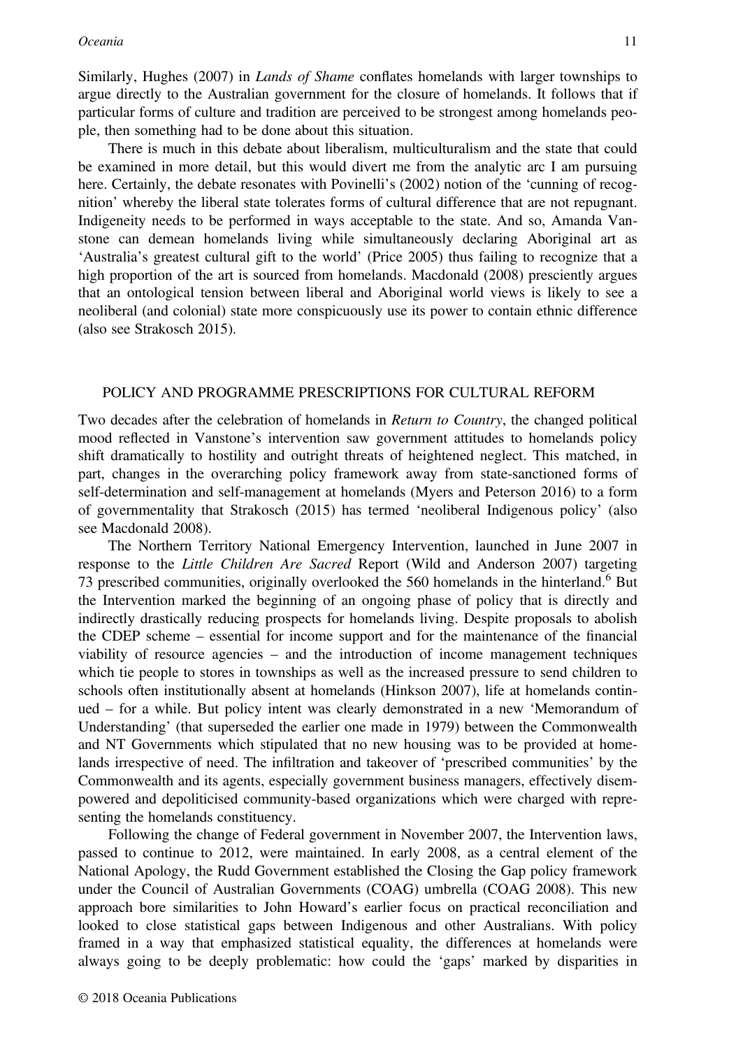Similarly, Hughes (2007) in *Lands of Shame* conflates homelands with larger townships to argue directly to the Australian government for the closure of homelands. It follows that if particular forms of culture and tradition are perceived to be strongest among homelands people, then something had to be done about this situation.

There is much in this debate about liberalism, multiculturalism and the state that could be examined in more detail, but this would divert me from the analytic arc I am pursuing here. Certainly, the debate resonates with Povinelli's (2002) notion of the 'cunning of recognition' whereby the liberal state tolerates forms of cultural difference that are not repugnant. Indigeneity needs to be performed in ways acceptable to the state. And so, Amanda Vanstone can demean homelands living while simultaneously declaring Aboriginal art as 'Australia's greatest cultural gift to the world' (Price 2005) thus failing to recognize that a high proportion of the art is sourced from homelands. Macdonald (2008) presciently argues that an ontological tension between liberal and Aboriginal world views is likely to see a neoliberal (and colonial) state more conspicuously use its power to contain ethnic difference (also see Strakosch 2015).

## POLICY AND PROGRAMME PRESCRIPTIONS FOR CULTURAL REFORM

Two decades after the celebration of homelands in *Return to Country*, the changed political mood reflected in Vanstone's intervention saw government attitudes to homelands policy shift dramatically to hostility and outright threats of heightened neglect. This matched, in part, changes in the overarching policy framework away from state-sanctioned forms of self-determination and self-management at homelands (Myers and Peterson 2016) to a form of governmentality that Strakosch (2015) has termed 'neoliberal Indigenous policy' (also see Macdonald 2008).

The Northern Territory National Emergency Intervention, launched in June 2007 in response to the *Little Children Are Sacred* Report (Wild and Anderson 2007) targeting 73 prescribed communities, originally overlooked the 560 homelands in the hinterland.[6] But the Intervention marked the beginning of an ongoing phase of policy that is directly and indirectly drastically reducing prospects for homelands living. Despite proposals to abolish the CDEP scheme – essential for income support and for the maintenance of the financial viability of resource agencies – and the introduction of income management techniques which tie people to stores in townships as well as the increased pressure to send children to schools often institutionally absent at homelands (Hinkson 2007), life at homelands continued – for a while. But policy intent was clearly demonstrated in a new 'Memorandum of Understanding' (that superseded the earlier one made in 1979) between the Commonwealth and NT Governments which stipulated that no new housing was to be provided at homelands irrespective of need. The infiltration and takeover of 'prescribed communities' by the Commonwealth and its agents, especially government business managers, effectively disempowered and depoliticised community-based organizations which were charged with representing the homelands constituency.

Following the change of Federal government in November 2007, the Intervention laws, passed to continue to 2012, were maintained. In early 2008, as a central element of the National Apology, the Rudd Government established the Closing the Gap policy framework under the Council of Australian Governments (COAG) umbrella (COAG 2008). This new approach bore similarities to John Howard's earlier focus on practical reconciliation and looked to close statistical gaps between Indigenous and other Australians. With policy framed in a way that emphasized statistical equality, the differences at homelands were always going to be deeply problematic: how could the 'gaps' marked by disparities in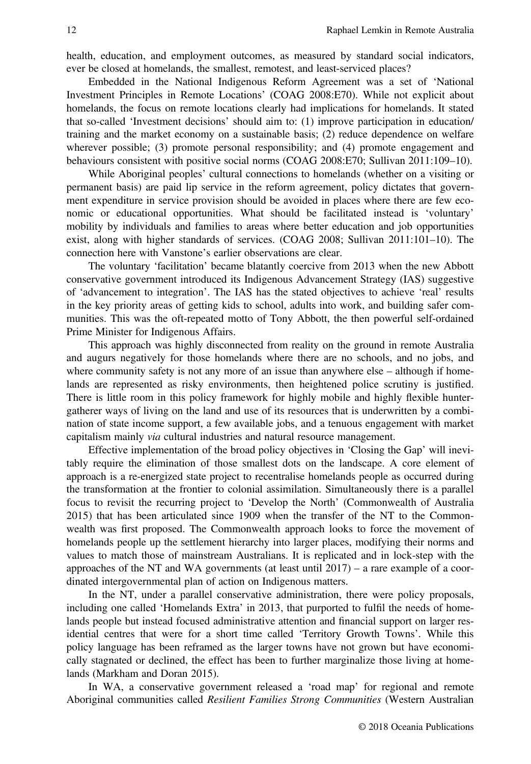health, education, and employment outcomes, as measured by standard social indicators, ever be closed at homelands, the smallest, remotest, and least-serviced places?

Embedded in the National Indigenous Reform Agreement was a set of 'National Investment Principles in Remote Locations' (COAG 2008:E70). While not explicit about homelands, the focus on remote locations clearly had implications for homelands. It stated that so-called 'Investment decisions' should aim to: (1) improve participation in education/ training and the market economy on a sustainable basis; (2) reduce dependence on welfare wherever possible; (3) promote personal responsibility; and (4) promote engagement and behaviours consistent with positive social norms (COAG 2008:E70; Sullivan 2011:109–10).

While Aboriginal peoples' cultural connections to homelands (whether on a visiting or permanent basis) are paid lip service in the reform agreement, policy dictates that government expenditure in service provision should be avoided in places where there are few economic or educational opportunities. What should be facilitated instead is 'voluntary' mobility by individuals and families to areas where better education and job opportunities exist, along with higher standards of services. (COAG 2008; Sullivan 2011:101–10). The connection here with Vanstone's earlier observations are clear.

The voluntary 'facilitation' became blatantly coercive from 2013 when the new Abbott conservative government introduced its Indigenous Advancement Strategy (IAS) suggestive of 'advancement to integration'. The IAS has the stated objectives to achieve 'real' results in the key priority areas of getting kids to school, adults into work, and building safer communities. This was the oft-repeated motto of Tony Abbott, the then powerful self-ordained Prime Minister for Indigenous Affairs.

This approach was highly disconnected from reality on the ground in remote Australia and augurs negatively for those homelands where there are no schools, and no jobs, and where community safety is not any more of an issue than anywhere else – although if homelands are represented as risky environments, then heightened police scrutiny is justified. There is little room in this policy framework for highly mobile and highly flexible hunter-gatherer ways of living on the land and use of its resources that is underwritten by a combination of state income support, a few available jobs, and a tenuous engagement with market capitalism mainly *via* cultural industries and natural resource management.

Effective implementation of the broad policy objectives in 'Closing the Gap' will inevitably require the elimination of those smallest dots on the landscape. A core element of approach is a re-energized state project to recentralise homelands people as occurred during the transformation at the frontier to colonial assimilation. Simultaneously there is a parallel focus to revisit the recurring project to 'Develop the North' (Commonwealth of Australia 2015) that has been articulated since 1909 when the transfer of the NT to the Commonwealth was first proposed. The Commonwealth approach looks to force the movement of homelands people up the settlement hierarchy into larger places, modifying their norms and values to match those of mainstream Australians. It is replicated and in lock-step with the approaches of the NT and WA governments (at least until 2017) – a rare example of a coordinated intergovernmental plan of action on Indigenous matters.

In the NT, under a parallel conservative administration, there were policy proposals, including one called 'Homelands Extra' in 2013, that purported to fulfil the needs of homelands people but instead focused administrative attention and financial support on larger residential centres that were for a short time called 'Territory Growth Towns'. While this policy language has been reframed as the larger towns have not grown but have economically stagnated or declined, the effect has been to further marginalize those living at homelands (Markham and Doran 2015).

In WA, a conservative government released a 'road map' for regional and remote Aboriginal communities called *Resilient Families Strong Communities* (Western Australian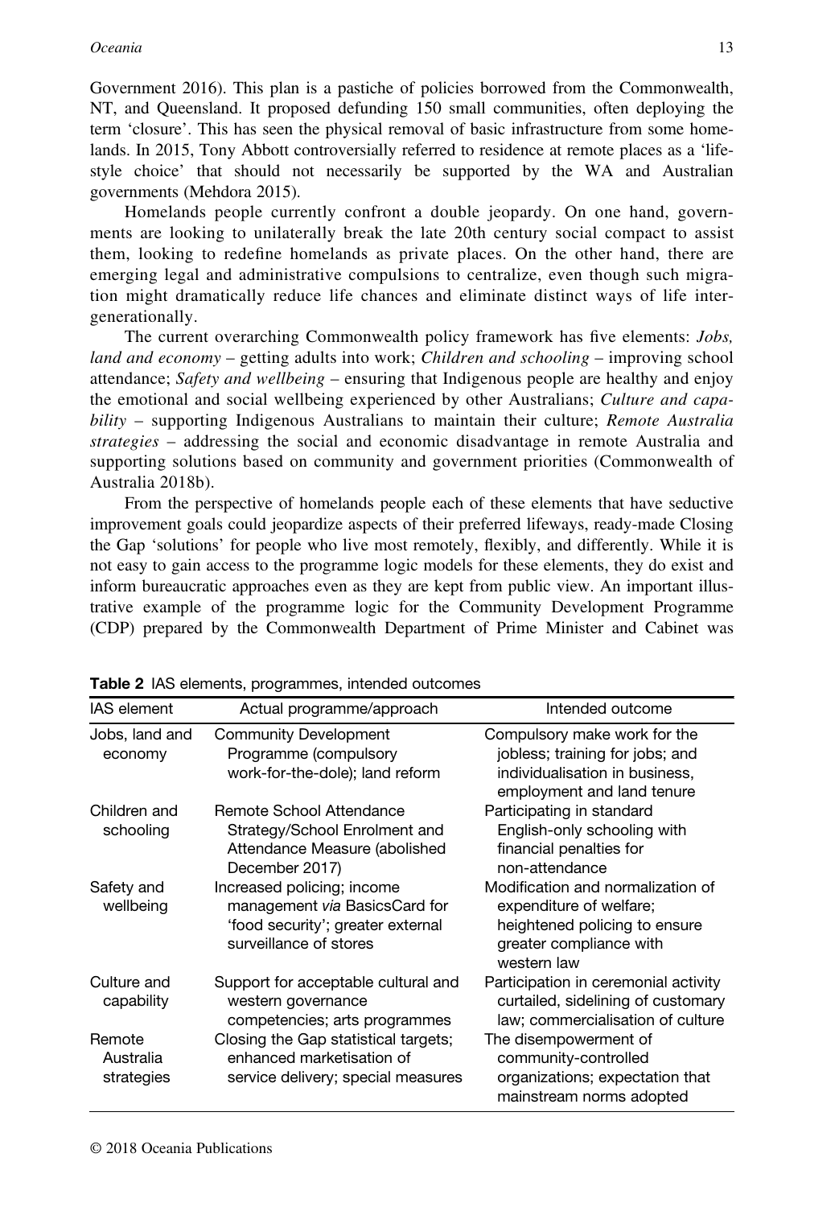Government 2016). This plan is a pastiche of policies borrowed from the Commonwealth, NT, and Queensland. It proposed defunding 150 small communities, often deploying the term 'closure'. This has seen the physical removal of basic infrastructure from some homelands. In 2015, Tony Abbott controversially referred to residence at remote places as a 'lifestyle choice' that should not necessarily be supported by the WA and Australian governments (Mehdora 2015).

Homelands people currently confront a double jeopardy. On one hand, governments are looking to unilaterally break the late 20th century social compact to assist them, looking to redefine homelands as private places. On the other hand, there are emerging legal and administrative compulsions to centralize, even though such migration might dramatically reduce life chances and eliminate distinct ways of life intergenerationally.

The current overarching Commonwealth policy framework has five elements: *Jobs, land and economy* – getting adults into work; *Children and schooling* – improving school attendance; *Safety and wellbeing* – ensuring that Indigenous people are healthy and enjoy the emotional and social wellbeing experienced by other Australians; *Culture and capability* – supporting Indigenous Australians to maintain their culture; *Remote Australia strategies* – addressing the social and economic disadvantage in remote Australia and supporting solutions based on community and government priorities (Commonwealth of Australia 2018b).

From the perspective of homelands people each of these elements that have seductive improvement goals could jeopardize aspects of their preferred lifeways, ready-made Closing the Gap 'solutions' for people who live most remotely, flexibly, and differently. While it is not easy to gain access to the programme logic models for these elements, they do exist and inform bureaucratic approaches even as they are kept from public view. An important illustrative example of the programme logic for the Community Development Programme (CDP) prepared by the Commonwealth Department of Prime Minister and Cabinet was

**Table 2** IAS elements, programmes, intended outcomes

| IAS element | Actual programme/approach | Intended outcome |
|---|---|---|
| Jobs, land and economy | Community Development Programme (compulsory work-for-the-dole); land reform | Compulsory make work for the jobless; training for jobs; and individualisation in business, employment and land tenure |
| Children and schooling | Remote School Attendance Strategy/School Enrolment and Attendance Measure (abolished December 2017) | Participating in standard English-only schooling with financial penalties for non-attendance |
| Safety and wellbeing | Increased policing; income management *via* BasicsCard for 'food security'; greater external surveillance of stores | Modification and normalization of expenditure of welfare; heightened policing to ensure greater compliance with western law |
| Culture and capability | Support for acceptable cultural and western governance competencies; arts programmes | Participation in ceremonial activity curtailed, sidelining of customary law; commercialisation of culture |
| Remote Australia strategies | Closing the Gap statistical targets; enhanced marketisation of service delivery; special measures | The disempowerment of community-controlled organizations; expectation that mainstream norms adopted |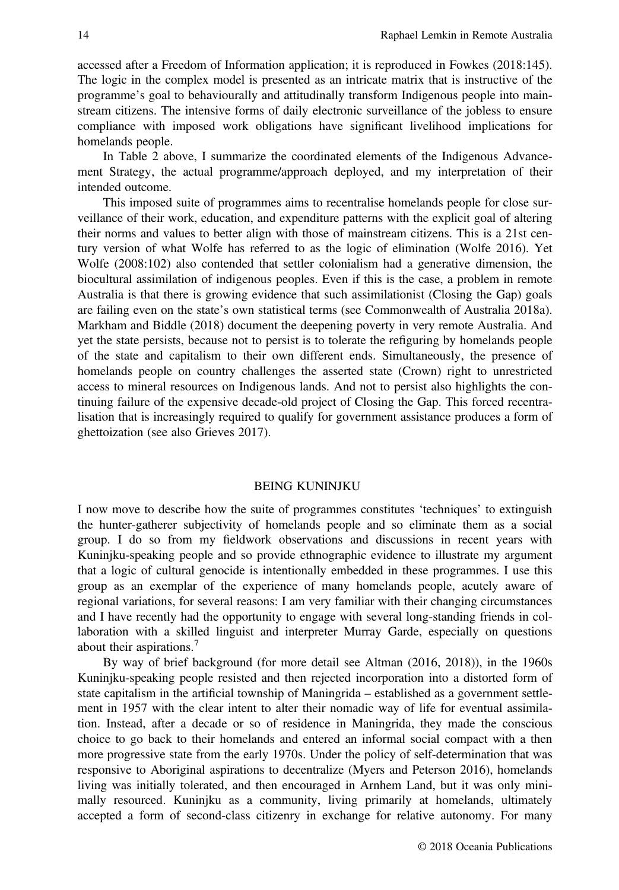accessed after a Freedom of Information application; it is reproduced in Fowkes (2018:145). The logic in the complex model is presented as an intricate matrix that is instructive of the programme's goal to behaviourally and attitudinally transform Indigenous people into mainstream citizens. The intensive forms of daily electronic surveillance of the jobless to ensure compliance with imposed work obligations have significant livelihood implications for homelands people.

In Table 2 above, I summarize the coordinated elements of the Indigenous Advancement Strategy, the actual programme/approach deployed, and my interpretation of their intended outcome.

This imposed suite of programmes aims to recentralise homelands people for close surveillance of their work, education, and expenditure patterns with the explicit goal of altering their norms and values to better align with those of mainstream citizens. This is a 21st century version of what Wolfe has referred to as the logic of elimination (Wolfe 2016). Yet Wolfe (2008:102) also contended that settler colonialism had a generative dimension, the biocultural assimilation of indigenous peoples. Even if this is the case, a problem in remote Australia is that there is growing evidence that such assimilationist (Closing the Gap) goals are failing even on the state's own statistical terms (see Commonwealth of Australia 2018a). Markham and Biddle (2018) document the deepening poverty in very remote Australia. And yet the state persists, because not to persist is to tolerate the refiguring by homelands people of the state and capitalism to their own different ends. Simultaneously, the presence of homelands people on country challenges the asserted state (Crown) right to unrestricted access to mineral resources on Indigenous lands. And not to persist also highlights the continuing failure of the expensive decade-old project of Closing the Gap. This forced recentralisation that is increasingly required to qualify for government assistance produces a form of ghettoization (see also Grieves 2017).

## BEING KUNINJKU

I now move to describe how the suite of programmes constitutes 'techniques' to extinguish the hunter-gatherer subjectivity of homelands people and so eliminate them as a social group. I do so from my fieldwork observations and discussions in recent years with Kuninjku-speaking people and so provide ethnographic evidence to illustrate my argument that a logic of cultural genocide is intentionally embedded in these programmes. I use this group as an exemplar of the experience of many homelands people, acutely aware of regional variations, for several reasons: I am very familiar with their changing circumstances and I have recently had the opportunity to engage with several long-standing friends in collaboration with a skilled linguist and interpreter Murray Garde, especially on questions about their aspirations.[7]

By way of brief background (for more detail see Altman (2016, 2018)), in the 1960s Kuninjku-speaking people resisted and then rejected incorporation into a distorted form of state capitalism in the artificial township of Maningrida – established as a government settlement in 1957 with the clear intent to alter their nomadic way of life for eventual assimilation. Instead, after a decade or so of residence in Maningrida, they made the conscious choice to go back to their homelands and entered an informal social compact with a then more progressive state from the early 1970s. Under the policy of self-determination that was responsive to Aboriginal aspirations to decentralize (Myers and Peterson 2016), homelands living was initially tolerated, and then encouraged in Arnhem Land, but it was only minimally resourced. Kuninjku as a community, living primarily at homelands, ultimately accepted a form of second-class citizenry in exchange for relative autonomy. For many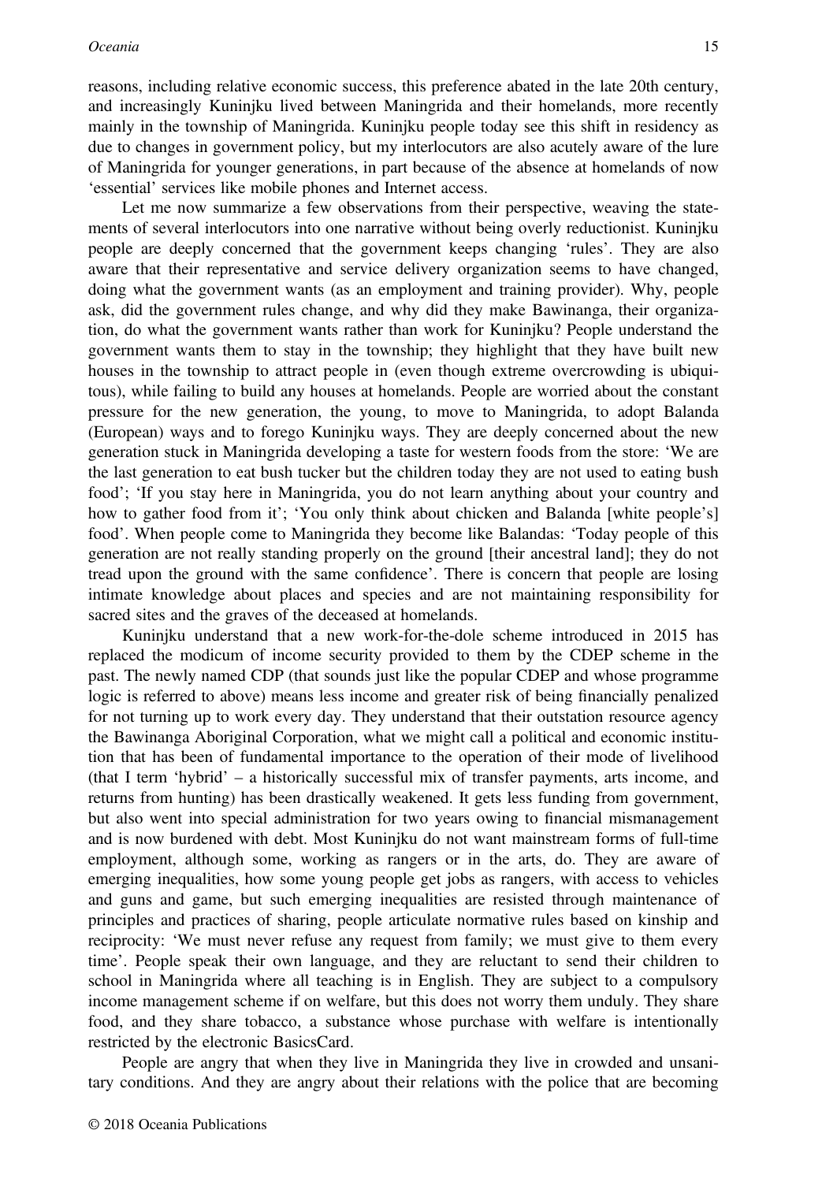reasons, including relative economic success, this preference abated in the late 20th century, and increasingly Kuninjku lived between Maningrida and their homelands, more recently mainly in the township of Maningrida. Kuninjku people today see this shift in residency as due to changes in government policy, but my interlocutors are also acutely aware of the lure of Maningrida for younger generations, in part because of the absence at homelands of now 'essential' services like mobile phones and Internet access.

Let me now summarize a few observations from their perspective, weaving the statements of several interlocutors into one narrative without being overly reductionist. Kuninjku people are deeply concerned that the government keeps changing 'rules'. They are also aware that their representative and service delivery organization seems to have changed, doing what the government wants (as an employment and training provider). Why, people ask, did the government rules change, and why did they make Bawinanga, their organization, do what the government wants rather than work for Kuninjku? People understand the government wants them to stay in the township; they highlight that they have built new houses in the township to attract people in (even though extreme overcrowding is ubiquitous), while failing to build any houses at homelands. People are worried about the constant pressure for the new generation, the young, to move to Maningrida, to adopt Balanda (European) ways and to forego Kuninjku ways. They are deeply concerned about the new generation stuck in Maningrida developing a taste for western foods from the store: 'We are the last generation to eat bush tucker but the children today they are not used to eating bush food'; 'If you stay here in Maningrida, you do not learn anything about your country and how to gather food from it'; 'You only think about chicken and Balanda [white people's] food'. When people come to Maningrida they become like Balandas: 'Today people of this generation are not really standing properly on the ground [their ancestral land]; they do not tread upon the ground with the same confidence'. There is concern that people are losing intimate knowledge about places and species and are not maintaining responsibility for sacred sites and the graves of the deceased at homelands.

Kuninjku understand that a new work-for-the-dole scheme introduced in 2015 has replaced the modicum of income security provided to them by the CDEP scheme in the past. The newly named CDP (that sounds just like the popular CDEP and whose programme logic is referred to above) means less income and greater risk of being financially penalized for not turning up to work every day. They understand that their outstation resource agency the Bawinanga Aboriginal Corporation, what we might call a political and economic institution that has been of fundamental importance to the operation of their mode of livelihood (that I term 'hybrid' – a historically successful mix of transfer payments, arts income, and returns from hunting) has been drastically weakened. It gets less funding from government, but also went into special administration for two years owing to financial mismanagement and is now burdened with debt. Most Kuninjku do not want mainstream forms of full-time employment, although some, working as rangers or in the arts, do. They are aware of emerging inequalities, how some young people get jobs as rangers, with access to vehicles and guns and game, but such emerging inequalities are resisted through maintenance of principles and practices of sharing, people articulate normative rules based on kinship and reciprocity: 'We must never refuse any request from family; we must give to them every time'. People speak their own language, and they are reluctant to send their children to school in Maningrida where all teaching is in English. They are subject to a compulsory income management scheme if on welfare, but this does not worry them unduly. They share food, and they share tobacco, a substance whose purchase with welfare is intentionally restricted by the electronic BasicsCard.

People are angry that when they live in Maningrida they live in crowded and unsanitary conditions. And they are angry about their relations with the police that are becoming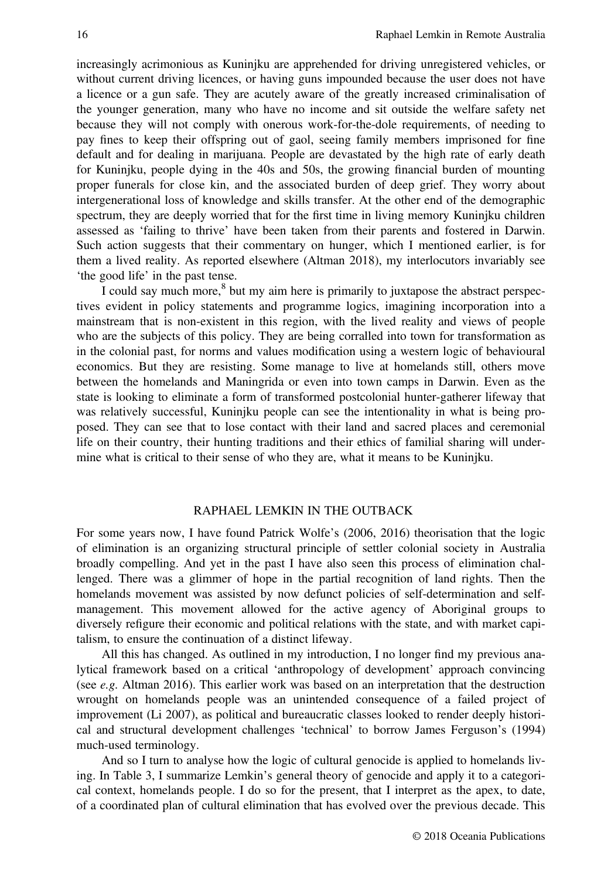increasingly acrimonious as Kuninjku are apprehended for driving unregistered vehicles, or without current driving licences, or having guns impounded because the user does not have a licence or a gun safe. They are acutely aware of the greatly increased criminalisation of the younger generation, many who have no income and sit outside the welfare safety net because they will not comply with onerous work-for-the-dole requirements, of needing to pay fines to keep their offspring out of gaol, seeing family members imprisoned for fine default and for dealing in marijuana. People are devastated by the high rate of early death for Kuninjku, people dying in the 40s and 50s, the growing financial burden of mounting proper funerals for close kin, and the associated burden of deep grief. They worry about intergenerational loss of knowledge and skills transfer. At the other end of the demographic spectrum, they are deeply worried that for the first time in living memory Kuninjku children assessed as 'failing to thrive' have been taken from their parents and fostered in Darwin. Such action suggests that their commentary on hunger, which I mentioned earlier, is for them a lived reality. As reported elsewhere (Altman 2018), my interlocutors invariably see 'the good life' in the past tense.

I could say much more,[8] but my aim here is primarily to juxtapose the abstract perspectives evident in policy statements and programme logics, imagining incorporation into a mainstream that is non-existent in this region, with the lived reality and views of people who are the subjects of this policy. They are being corralled into town for transformation as in the colonial past, for norms and values modification using a western logic of behavioural economics. But they are resisting. Some manage to live at homelands still, others move between the homelands and Maningrida or even into town camps in Darwin. Even as the state is looking to eliminate a form of transformed postcolonial hunter-gatherer lifeway that was relatively successful, Kuninjku people can see the intentionality in what is being proposed. They can see that to lose contact with their land and sacred places and ceremonial life on their country, their hunting traditions and their ethics of familial sharing will undermine what is critical to their sense of who they are, what it means to be Kuninjku.

## RAPHAEL LEMKIN IN THE OUTBACK

For some years now, I have found Patrick Wolfe's (2006, 2016) theorisation that the logic of elimination is an organizing structural principle of settler colonial society in Australia broadly compelling. And yet in the past I have also seen this process of elimination challenged. There was a glimmer of hope in the partial recognition of land rights. Then the homelands movement was assisted by now defunct policies of self-determination and self-management. This movement allowed for the active agency of Aboriginal groups to diversely refigure their economic and political relations with the state, and with market capitalism, to ensure the continuation of a distinct lifeway.

All this has changed. As outlined in my introduction, I no longer find my previous analytical framework based on a critical 'anthropology of development' approach convincing (see *e.g.* Altman 2016). This earlier work was based on an interpretation that the destruction wrought on homelands people was an unintended consequence of a failed project of improvement (Li 2007), as political and bureaucratic classes looked to render deeply historical and structural development challenges 'technical' to borrow James Ferguson's (1994) much-used terminology.

And so I turn to analyse how the logic of cultural genocide is applied to homelands living. In Table 3, I summarize Lemkin's general theory of genocide and apply it to a categorical context, homelands people. I do so for the present, that I interpret as the apex, to date, of a coordinated plan of cultural elimination that has evolved over the previous decade. This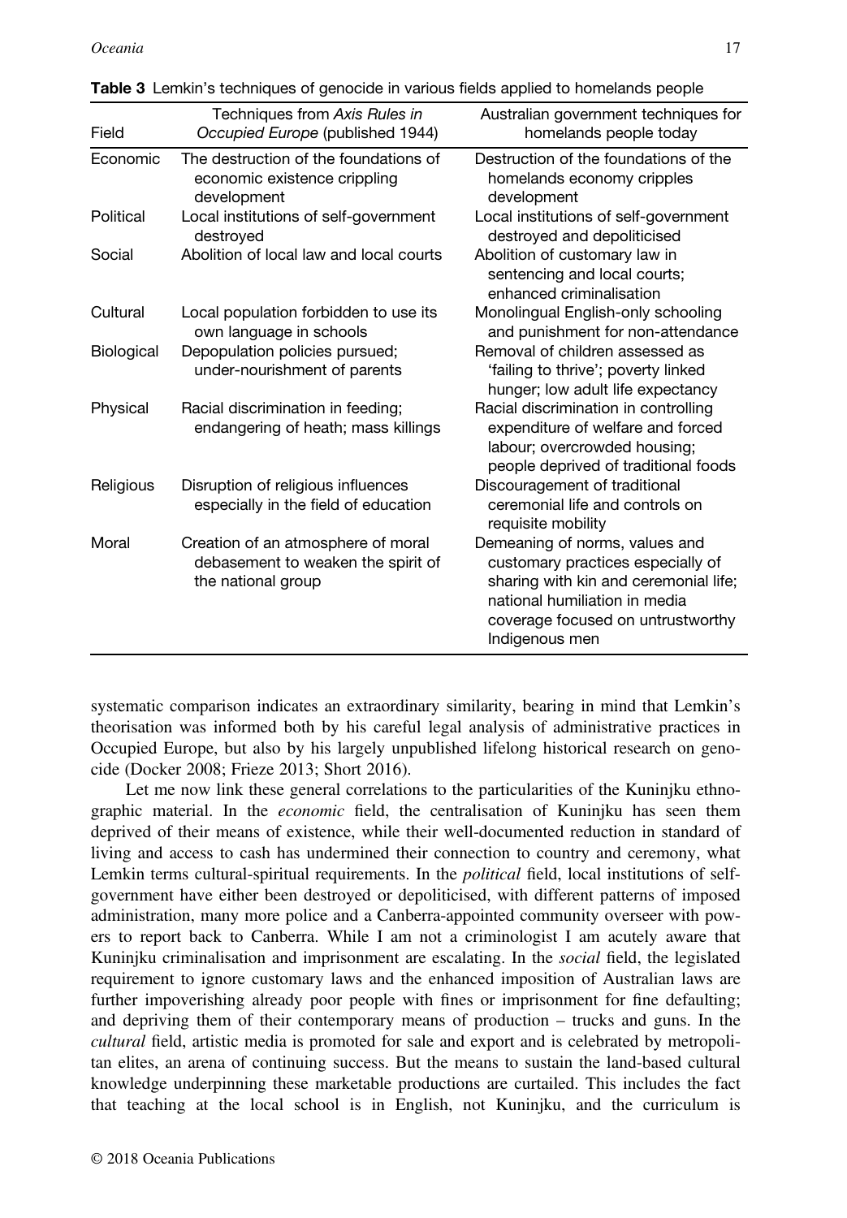**Table 3** Lemkin's techniques of genocide in various fields applied to homelands people

| Field | Techniques from *Axis Rules in Occupied Europe* (published 1944) | Australian government techniques for homelands people today |
|---|---|---|
| Economic | The destruction of the foundations of economic existence crippling development | Destruction of the foundations of the homelands economy cripples development |
| Political | Local institutions of self-government destroyed | Local institutions of self-government destroyed and depoliticised |
| Social | Abolition of local law and local courts | Abolition of customary law in sentencing and local courts; enhanced criminalisation |
| Cultural | Local population forbidden to use its own language in schools | Monolingual English-only schooling and punishment for non-attendance |
| Biological | Depopulation policies pursued; under-nourishment of parents | Removal of children assessed as 'failing to thrive'; poverty linked hunger; low adult life expectancy |
| Physical | Racial discrimination in feeding; endangering of heath; mass killings | Racial discrimination in controlling expenditure of welfare and forced labour; overcrowded housing; people deprived of traditional foods |
| Religious | Disruption of religious influences especially in the field of education | Discouragement of traditional ceremonial life and controls on requisite mobility |
| Moral | Creation of an atmosphere of moral debasement to weaken the spirit of the national group | Demeaning of norms, values and customary practices especially of sharing with kin and ceremonial life; national humiliation in media coverage focused on untrustworthy Indigenous men |

systematic comparison indicates an extraordinary similarity, bearing in mind that Lemkin's theorisation was informed both by his careful legal analysis of administrative practices in Occupied Europe, but also by his largely unpublished lifelong historical research on genocide (Docker 2008; Frieze 2013; Short 2016).

Let me now link these general correlations to the particularities of the Kuninjku ethnographic material. In the *economic* field, the centralisation of Kuninjku has seen them deprived of their means of existence, while their well-documented reduction in standard of living and access to cash has undermined their connection to country and ceremony, what Lemkin terms cultural-spiritual requirements. In the *political* field, local institutions of self-government have either been destroyed or depoliticised, with different patterns of imposed administration, many more police and a Canberra-appointed community overseer with powers to report back to Canberra. While I am not a criminologist I am acutely aware that Kuninjku criminalisation and imprisonment are escalating. In the *social* field, the legislated requirement to ignore customary laws and the enhanced imposition of Australian laws are further impoverishing already poor people with fines or imprisonment for fine defaulting; and depriving them of their contemporary means of production – trucks and guns. In the *cultural* field, artistic media is promoted for sale and export and is celebrated by metropolitan elites, an arena of continuing success. But the means to sustain the land-based cultural knowledge underpinning these marketable productions are curtailed. This includes the fact that teaching at the local school is in English, not Kuninjku, and the curriculum is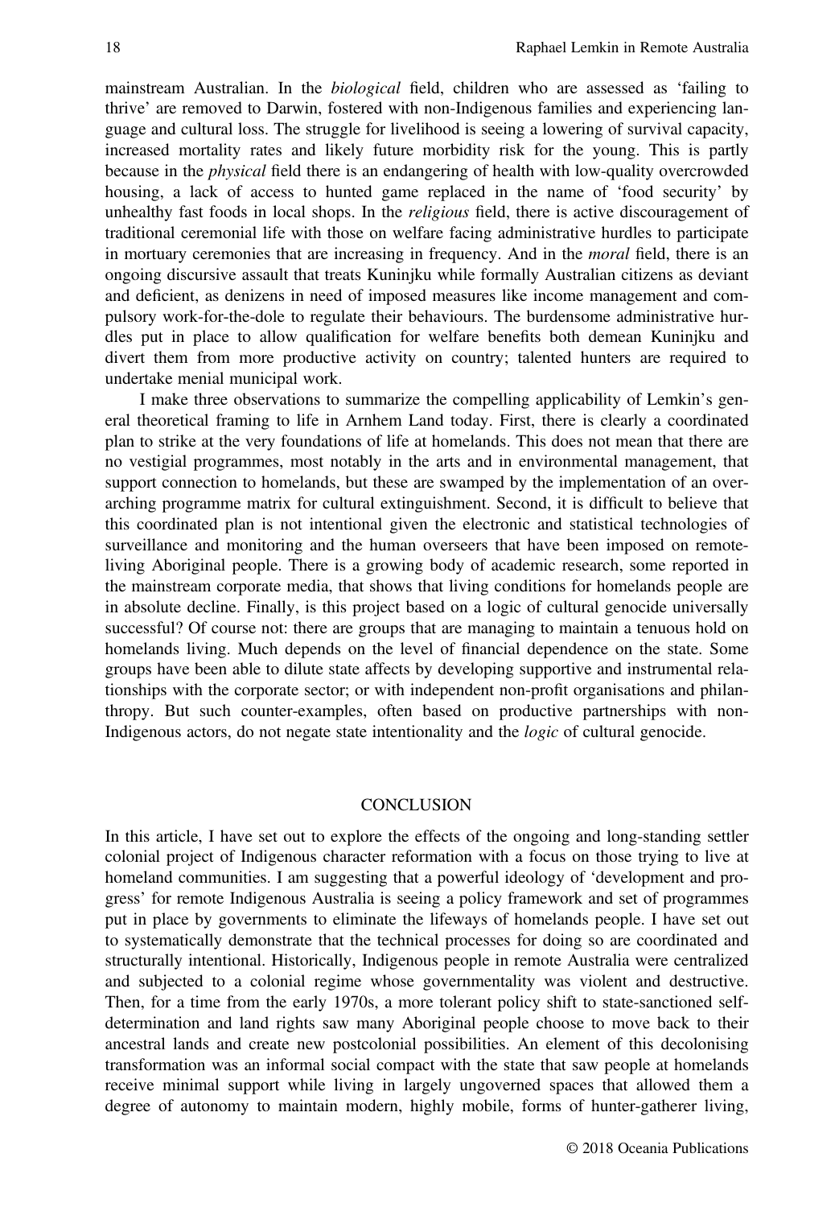mainstream Australian. In the *biological* field, children who are assessed as 'failing to thrive' are removed to Darwin, fostered with non-Indigenous families and experiencing language and cultural loss. The struggle for livelihood is seeing a lowering of survival capacity, increased mortality rates and likely future morbidity risk for the young. This is partly because in the *physical* field there is an endangering of health with low-quality overcrowded housing, a lack of access to hunted game replaced in the name of 'food security' by unhealthy fast foods in local shops. In the *religious* field, there is active discouragement of traditional ceremonial life with those on welfare facing administrative hurdles to participate in mortuary ceremonies that are increasing in frequency. And in the *moral* field, there is an ongoing discursive assault that treats Kuninjku while formally Australian citizens as deviant and deficient, as denizens in need of imposed measures like income management and compulsory work-for-the-dole to regulate their behaviours. The burdensome administrative hurdles put in place to allow qualification for welfare benefits both demean Kuninjku and divert them from more productive activity on country; talented hunters are required to undertake menial municipal work.

I make three observations to summarize the compelling applicability of Lemkin's general theoretical framing to life in Arnhem Land today. First, there is clearly a coordinated plan to strike at the very foundations of life at homelands. This does not mean that there are no vestigial programmes, most notably in the arts and in environmental management, that support connection to homelands, but these are swamped by the implementation of an overarching programme matrix for cultural extinguishment. Second, it is difficult to believe that this coordinated plan is not intentional given the electronic and statistical technologies of surveillance and monitoring and the human overseers that have been imposed on remote-living Aboriginal people. There is a growing body of academic research, some reported in the mainstream corporate media, that shows that living conditions for homelands people are in absolute decline. Finally, is this project based on a logic of cultural genocide universally successful? Of course not: there are groups that are managing to maintain a tenuous hold on homelands living. Much depends on the level of financial dependence on the state. Some groups have been able to dilute state affects by developing supportive and instrumental relationships with the corporate sector; or with independent non-profit organisations and philanthropy. But such counter-examples, often based on productive partnerships with non-Indigenous actors, do not negate state intentionality and the *logic* of cultural genocide.

## CONCLUSION

In this article, I have set out to explore the effects of the ongoing and long-standing settler colonial project of Indigenous character reformation with a focus on those trying to live at homeland communities. I am suggesting that a powerful ideology of 'development and progress' for remote Indigenous Australia is seeing a policy framework and set of programmes put in place by governments to eliminate the lifeways of homelands people. I have set out to systematically demonstrate that the technical processes for doing so are coordinated and structurally intentional. Historically, Indigenous people in remote Australia were centralized and subjected to a colonial regime whose governmentality was violent and destructive. Then, for a time from the early 1970s, a more tolerant policy shift to state-sanctioned self-determination and land rights saw many Aboriginal people choose to move back to their ancestral lands and create new postcolonial possibilities. An element of this decolonising transformation was an informal social compact with the state that saw people at homelands receive minimal support while living in largely ungoverned spaces that allowed them a degree of autonomy to maintain modern, highly mobile, forms of hunter-gatherer living,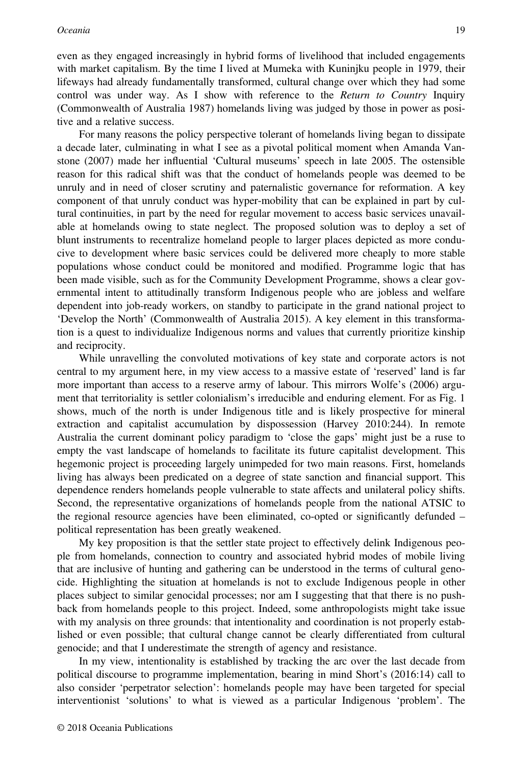even as they engaged increasingly in hybrid forms of livelihood that included engagements with market capitalism. By the time I lived at Mumeka with Kuninjku people in 1979, their lifeways had already fundamentally transformed, cultural change over which they had some control was under way. As I show with reference to the *Return to Country* Inquiry (Commonwealth of Australia 1987) homelands living was judged by those in power as positive and a relative success.

For many reasons the policy perspective tolerant of homelands living began to dissipate a decade later, culminating in what I see as a pivotal political moment when Amanda Vanstone (2007) made her influential 'Cultural museums' speech in late 2005. The ostensible reason for this radical shift was that the conduct of homelands people was deemed to be unruly and in need of closer scrutiny and paternalistic governance for reformation. A key component of that unruly conduct was hyper-mobility that can be explained in part by cultural continuities, in part by the need for regular movement to access basic services unavailable at homelands owing to state neglect. The proposed solution was to deploy a set of blunt instruments to recentralize homeland people to larger places depicted as more conducive to development where basic services could be delivered more cheaply to more stable populations whose conduct could be monitored and modified. Programme logic that has been made visible, such as for the Community Development Programme, shows a clear governmental intent to attitudinally transform Indigenous people who are jobless and welfare dependent into job-ready workers, on standby to participate in the grand national project to 'Develop the North' (Commonwealth of Australia 2015). A key element in this transformation is a quest to individualize Indigenous norms and values that currently prioritize kinship and reciprocity.

While unravelling the convoluted motivations of key state and corporate actors is not central to my argument here, in my view access to a massive estate of 'reserved' land is far more important than access to a reserve army of labour. This mirrors Wolfe's (2006) argument that territoriality is settler colonialism's irreducible and enduring element. For as Fig. 1 shows, much of the north is under Indigenous title and is likely prospective for mineral extraction and capitalist accumulation by dispossession (Harvey 2010:244). In remote Australia the current dominant policy paradigm to 'close the gaps' might just be a ruse to empty the vast landscape of homelands to facilitate its future capitalist development. This hegemonic project is proceeding largely unimpeded for two main reasons. First, homelands living has always been predicated on a degree of state sanction and financial support. This dependence renders homelands people vulnerable to state affects and unilateral policy shifts. Second, the representative organizations of homelands people from the national ATSIC to the regional resource agencies have been eliminated, co-opted or significantly defunded – political representation has been greatly weakened.

My key proposition is that the settler state project to effectively delink Indigenous people from homelands, connection to country and associated hybrid modes of mobile living that are inclusive of hunting and gathering can be understood in the terms of cultural genocide. Highlighting the situation at homelands is not to exclude Indigenous people in other places subject to similar genocidal processes; nor am I suggesting that that there is no push-back from homelands people to this project. Indeed, some anthropologists might take issue with my analysis on three grounds: that intentionality and coordination is not properly established or even possible; that cultural change cannot be clearly differentiated from cultural genocide; and that I underestimate the strength of agency and resistance.

In my view, intentionality is established by tracking the arc over the last decade from political discourse to programme implementation, bearing in mind Short's (2016:14) call to also consider 'perpetrator selection': homelands people may have been targeted for special interventionist 'solutions' to what is viewed as a particular Indigenous 'problem'. The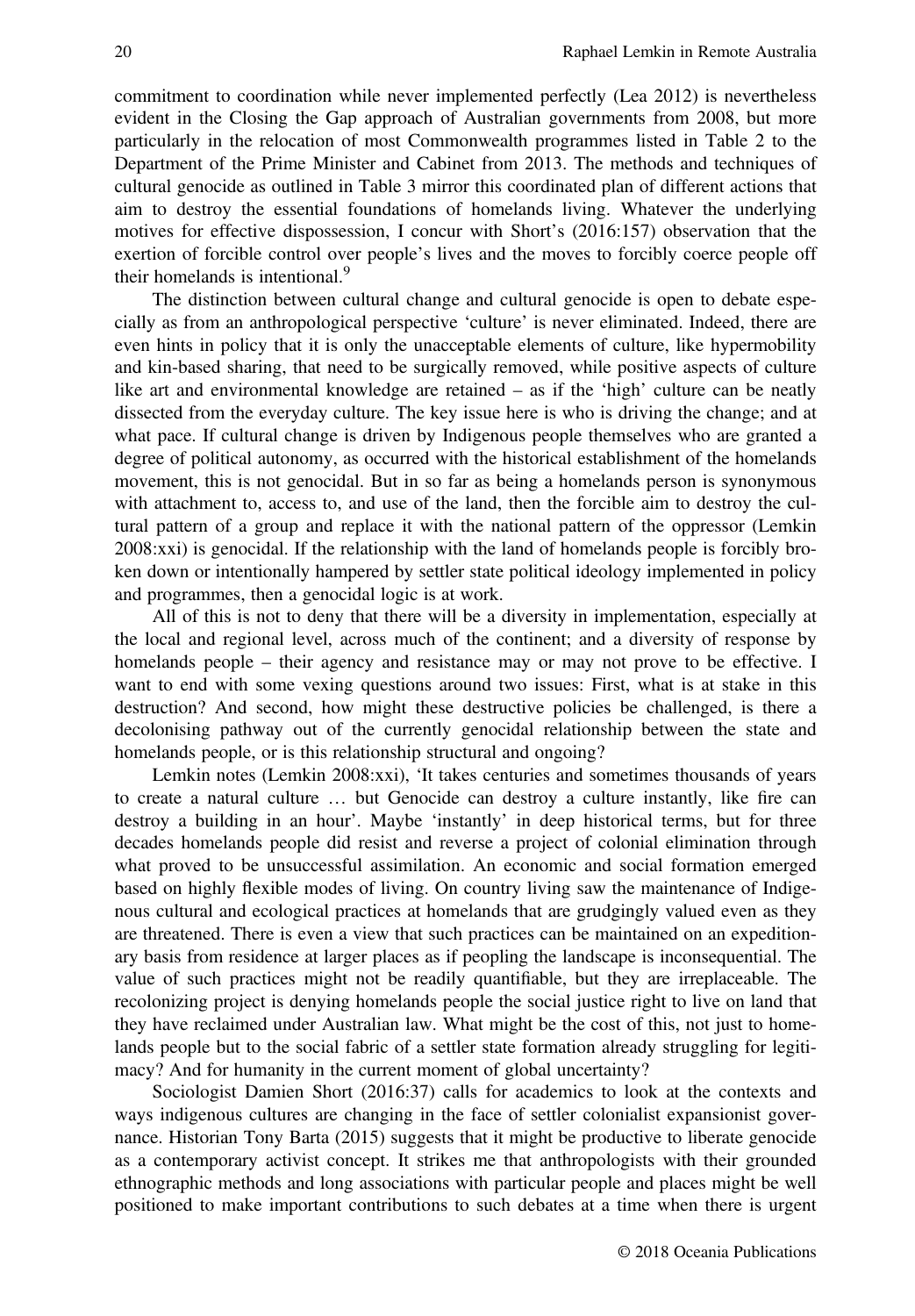commitment to coordination while never implemented perfectly (Lea 2012) is nevertheless evident in the Closing the Gap approach of Australian governments from 2008, but more particularly in the relocation of most Commonwealth programmes listed in Table 2 to the Department of the Prime Minister and Cabinet from 2013. The methods and techniques of cultural genocide as outlined in Table 3 mirror this coordinated plan of different actions that aim to destroy the essential foundations of homelands living. Whatever the underlying motives for effective dispossession, I concur with Short's (2016:157) observation that the exertion of forcible control over people's lives and the moves to forcibly coerce people off their homelands is intentional.[9]

The distinction between cultural change and cultural genocide is open to debate especially as from an anthropological perspective 'culture' is never eliminated. Indeed, there are even hints in policy that it is only the unacceptable elements of culture, like hypermobility and kin-based sharing, that need to be surgically removed, while positive aspects of culture like art and environmental knowledge are retained – as if the 'high' culture can be neatly dissected from the everyday culture. The key issue here is who is driving the change; and at what pace. If cultural change is driven by Indigenous people themselves who are granted a degree of political autonomy, as occurred with the historical establishment of the homelands movement, this is not genocidal. But in so far as being a homelands person is synonymous with attachment to, access to, and use of the land, then the forcible aim to destroy the cultural pattern of a group and replace it with the national pattern of the oppressor (Lemkin 2008:xxi) is genocidal. If the relationship with the land of homelands people is forcibly broken down or intentionally hampered by settler state political ideology implemented in policy and programmes, then a genocidal logic is at work.

All of this is not to deny that there will be a diversity in implementation, especially at the local and regional level, across much of the continent; and a diversity of response by homelands people – their agency and resistance may or may not prove to be effective. I want to end with some vexing questions around two issues: First, what is at stake in this destruction? And second, how might these destructive policies be challenged, is there a decolonising pathway out of the currently genocidal relationship between the state and homelands people, or is this relationship structural and ongoing?

Lemkin notes (Lemkin 2008:xxi), 'It takes centuries and sometimes thousands of years to create a natural culture … but Genocide can destroy a culture instantly, like fire can destroy a building in an hour'. Maybe 'instantly' in deep historical terms, but for three decades homelands people did resist and reverse a project of colonial elimination through what proved to be unsuccessful assimilation. An economic and social formation emerged based on highly flexible modes of living. On country living saw the maintenance of Indigenous cultural and ecological practices at homelands that are grudgingly valued even as they are threatened. There is even a view that such practices can be maintained on an expeditionary basis from residence at larger places as if peopling the landscape is inconsequential. The value of such practices might not be readily quantifiable, but they are irreplaceable. The recolonizing project is denying homelands people the social justice right to live on land that they have reclaimed under Australian law. What might be the cost of this, not just to homelands people but to the social fabric of a settler state formation already struggling for legitimacy? And for humanity in the current moment of global uncertainty?

Sociologist Damien Short (2016:37) calls for academics to look at the contexts and ways indigenous cultures are changing in the face of settler colonialist expansionist governance. Historian Tony Barta (2015) suggests that it might be productive to liberate genocide as a contemporary activist concept. It strikes me that anthropologists with their grounded ethnographic methods and long associations with particular people and places might be well positioned to make important contributions to such debates at a time when there is urgent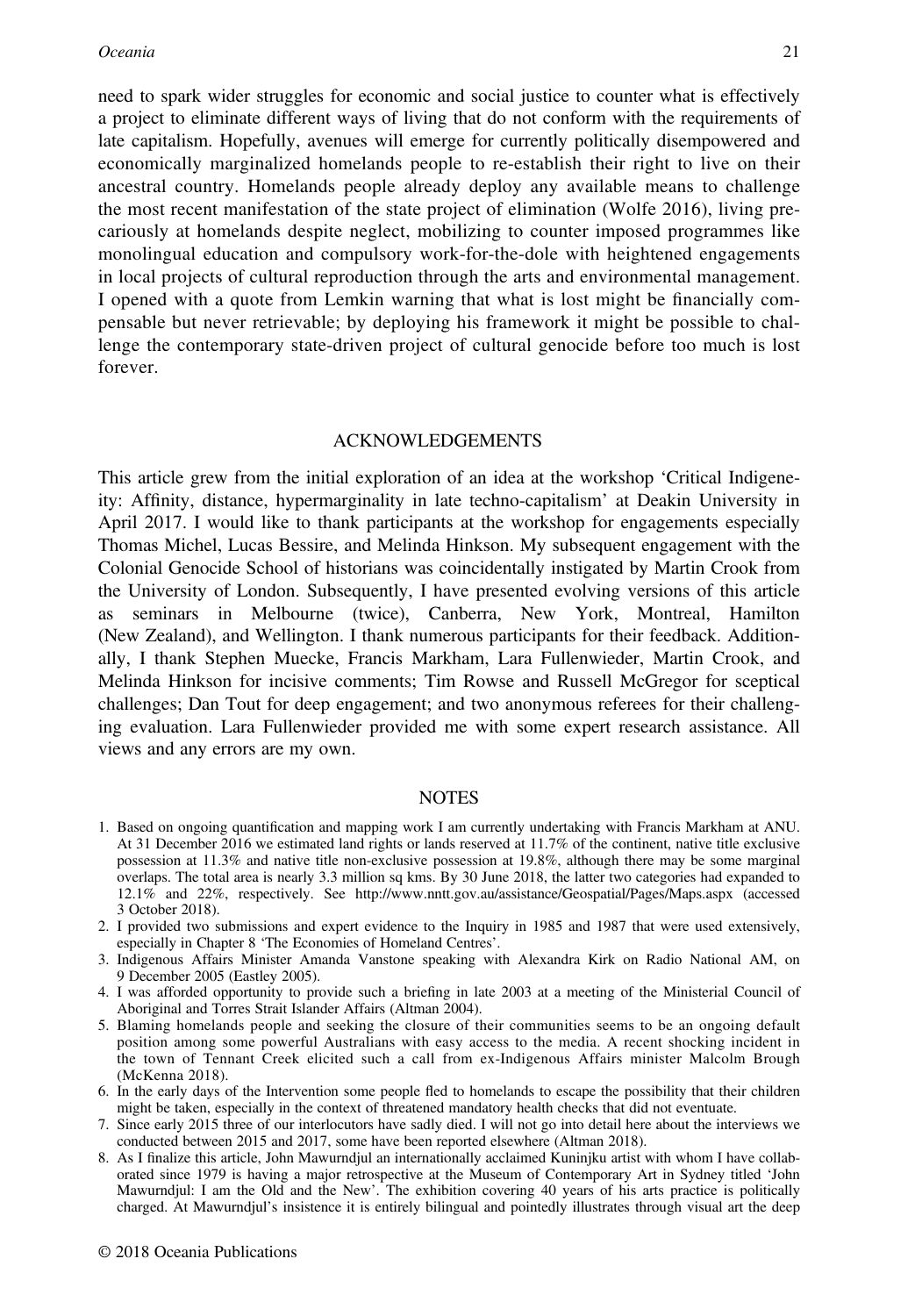need to spark wider struggles for economic and social justice to counter what is effectively a project to eliminate different ways of living that do not conform with the requirements of late capitalism. Hopefully, avenues will emerge for currently politically disempowered and economically marginalized homelands people to re-establish their right to live on their ancestral country. Homelands people already deploy any available means to challenge the most recent manifestation of the state project of elimination (Wolfe 2016), living precariously at homelands despite neglect, mobilizing to counter imposed programmes like monolingual education and compulsory work-for-the-dole with heightened engagements in local projects of cultural reproduction through the arts and environmental management. I opened with a quote from Lemkin warning that what is lost might be financially compensable but never retrievable; by deploying his framework it might be possible to challenge the contemporary state-driven project of cultural genocide before too much is lost forever.

## ACKNOWLEDGEMENTS

This article grew from the initial exploration of an idea at the workshop 'Critical Indigeneity: Affinity, distance, hypermarginality in late techno-capitalism' at Deakin University in April 2017. I would like to thank participants at the workshop for engagements especially Thomas Michel, Lucas Bessire, and Melinda Hinkson. My subsequent engagement with the Colonial Genocide School of historians was coincidentally instigated by Martin Crook from the University of London. Subsequently, I have presented evolving versions of this article as seminars in Melbourne (twice), Canberra, New York, Montreal, Hamilton (New Zealand), and Wellington. I thank numerous participants for their feedback. Additionally, I thank Stephen Muecke, Francis Markham, Lara Fullenwieder, Martin Crook, and Melinda Hinkson for incisive comments; Tim Rowse and Russell McGregor for sceptical challenges; Dan Tout for deep engagement; and two anonymous referees for their challenging evaluation. Lara Fullenwieder provided me with some expert research assistance. All views and any errors are my own.

## NOTES

1. Based on ongoing quantification and mapping work I am currently undertaking with Francis Markham at ANU. At 31 December 2016 we estimated land rights or lands reserved at 11.7% of the continent, native title exclusive possession at 11.3% and native title non-exclusive possession at 19.8%, although there may be some marginal overlaps. The total area is nearly 3.3 million sq kms. By 30 June 2018, the latter two categories had expanded to 12.1% and 22%, respectively. See http://www.nntt.gov.au/assistance/Geospatial/Pages/Maps.aspx (accessed 3 October 2018).
2. I provided two submissions and expert evidence to the Inquiry in 1985 and 1987 that were used extensively, especially in Chapter 8 'The Economies of Homeland Centres'.
3. Indigenous Affairs Minister Amanda Vanstone speaking with Alexandra Kirk on Radio National AM, on 9 December 2005 (Eastley 2005).
4. I was afforded opportunity to provide such a briefing in late 2003 at a meeting of the Ministerial Council of Aboriginal and Torres Strait Islander Affairs (Altman 2004).
5. Blaming homelands people and seeking the closure of their communities seems to be an ongoing default position among some powerful Australians with easy access to the media. A recent shocking incident in the town of Tennant Creek elicited such a call from ex-Indigenous Affairs minister Malcolm Brough (McKenna 2018).
6. In the early days of the Intervention some people fled to homelands to escape the possibility that their children might be taken, especially in the context of threatened mandatory health checks that did not eventuate.
7. Since early 2015 three of our interlocutors have sadly died. I will not go into detail here about the interviews we conducted between 2015 and 2017, some have been reported elsewhere (Altman 2018).
8. As I finalize this article, John Mawurndjul an internationally acclaimed Kuninjku artist with whom I have collaborated since 1979 is having a major retrospective at the Museum of Contemporary Art in Sydney titled 'John Mawurndjul: I am the Old and the New'. The exhibition covering 40 years of his arts practice is politically charged. At Mawurndjul's insistence it is entirely bilingual and pointedly illustrates through visual art the deep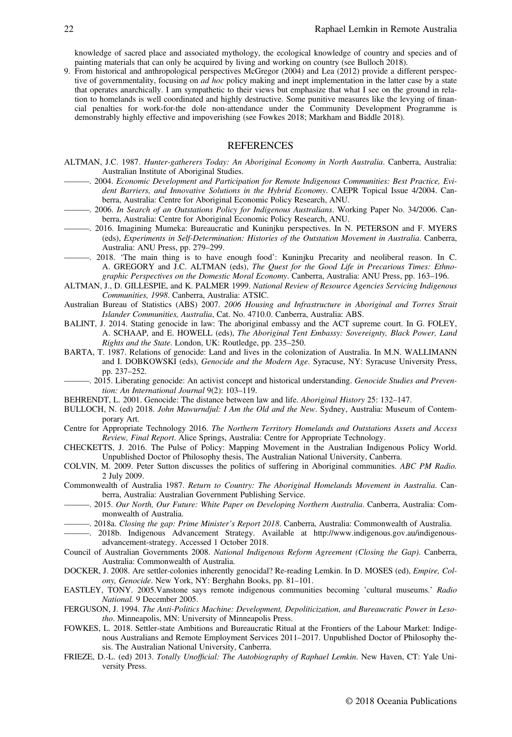knowledge of sacred place and associated mythology, the ecological knowledge of country and species and of painting materials that can only be acquired by living and working on country (see Bulloch 2018).

9. From historical and anthropological perspectives McGregor (2004) and Lea (2012) provide a different perspective of governmentality, focusing on *ad hoc* policy making and inept implementation in the latter case by a state that operates anarchically. I am sympathetic to their views but emphasize that what I see on the ground in relation to homelands is well coordinated and highly destructive. Some punitive measures like the levying of financial penalties for work-for-the dole non-attendance under the Community Development Programme is demonstrably highly effective and impoverishing (see Fowkes 2018; Markham and Biddle 2018).

## REFERENCES

ALTMAN, J.C. 1987. *Hunter-gatherers Today: An Aboriginal Economy in North Australia*. Canberra, Australia: Australian Institute of Aboriginal Studies.

———. 2004. *Economic Development and Participation for Remote Indigenous Communities: Best Practice, Evident Barriers, and Innovative Solutions in the Hybrid Economy*. CAEPR Topical Issue 4/2004. Canberra, Australia: Centre for Aboriginal Economic Policy Research, ANU.

———. 2006. *In Search of an Outstations Policy for Indigenous Australians*. Working Paper No. 34/2006. Canberra, Australia: Centre for Aboriginal Economic Policy Research, ANU.

———. 2016. Imagining Mumeka: Bureaucratic and Kuninjku perspectives. In N. PETERSON and F. MYERS (eds), *Experiments in Self-Determination: Histories of the Outstation Movement in Australia*. Canberra, Australia: ANU Press, pp. 279–299.

———. 2018. 'The main thing is to have enough food': Kuninjku Precarity and neoliberal reason. In C. A. GREGORY and J.C. ALTMAN (eds), *The Quest for the Good Life in Precarious Times: Ethnographic Perspectives on the Domestic Moral Economy*. Canberra, Australia: ANU Press, pp. 163–196.

ALTMAN, J., D. GILLESPIE, and K. PALMER 1999. *National Review of Resource Agencies Servicing Indigenous Communities, 1998*. Canberra, Australia: ATSIC.

Australian Bureau of Statistics (ABS) 2007. *2006 Housing and Infrastructure in Aboriginal and Torres Strait Islander Communities, Australia*, Cat. No. 4710.0. Canberra, Australia: ABS.

BALINT, J. 2014. Stating genocide in law: The aboriginal embassy and the ACT supreme court. In G. FOLEY, A. SCHAAP, and E. HOWELL (eds), *The Aboriginal Tent Embassy: Sovereignty, Black Power, Land Rights and the State*. London, UK: Routledge, pp. 235–250.

BARTA, T. 1987. Relations of genocide: Land and lives in the colonization of Australia. In M.N. WALLIMANN and I. DOBKOWSKI (eds), *Genocide and the Modern Age*. Syracuse, NY: Syracuse University Press, pp. 237–252.

———. 2015. Liberating genocide: An activist concept and historical understanding. *Genocide Studies and Prevention: An International Journal* 9(2): 103–119.

BEHRENDT, L. 2001. Genocide: The distance between law and life. *Aboriginal History* 25: 132–147.

BULLOCH, N. (ed) 2018. *John Mawurndjul: I Am the Old and the New*. Sydney, Australia: Museum of Contemporary Art.

Centre for Appropriate Technology 2016. *The Northern Territory Homelands and Outstations Assets and Access Review, Final Report*. Alice Springs, Australia: Centre for Appropriate Technology.

CHECKETTS, J. 2016. The Pulse of Policy: Mapping Movement in the Australian Indigenous Policy World. Unpublished Doctor of Philosophy thesis, The Australian National University, Canberra.

COLVIN, M. 2009. Peter Sutton discusses the politics of suffering in Aboriginal communities. *ABC PM Radio*. 2 July 2009.

Commonwealth of Australia 1987. *Return to Country: The Aboriginal Homelands Movement in Australia*. Canberra, Australia: Australian Government Publishing Service.

———. 2015. *Our North, Our Future: White Paper on Developing Northern Australia*. Canberra, Australia: Commonwealth of Australia.

———. 2018a. *Closing the gap: Prime Minister's Report 2018*. Canberra, Australia: Commonwealth of Australia.

———. 2018b. Indigenous Advancement Strategy. Available at http://www.indigenous.gov.au/indigenous-advancement-strategy. Accessed 1 October 2018.

Council of Australian Governments 2008. *National Indigenous Reform Agreement (Closing the Gap)*. Canberra, Australia: Commonwealth of Australia.

DOCKER, J. 2008. Are settler-colonies inherently genocidal? Re-reading Lemkin. In D. MOSES (ed), *Empire, Colony, Genocide*. New York, NY: Berghahn Books, pp. 81–101.

EASTLEY, TONY. 2005.Vanstone says remote indigenous communities becoming 'cultural museums.' *Radio National*. 9 December 2005.

FERGUSON, J. 1994. *The Anti-Politics Machine: Development, Depoliticization, and Bureaucratic Power in Lesotho*. Minneapolis, MN: University of Minneapolis Press.

FOWKES, L. 2018. Settler-state Ambitions and Bureaucratic Ritual at the Frontiers of the Labour Market: Indigenous Australians and Remote Employment Services 2011–2017. Unpublished Doctor of Philosophy thesis. The Australian National University, Canberra.

FRIEZE, D.-L. (ed) 2013. *Totally Unofficial: The Autobiography of Raphael Lemkin*. New Haven, CT: Yale University Press.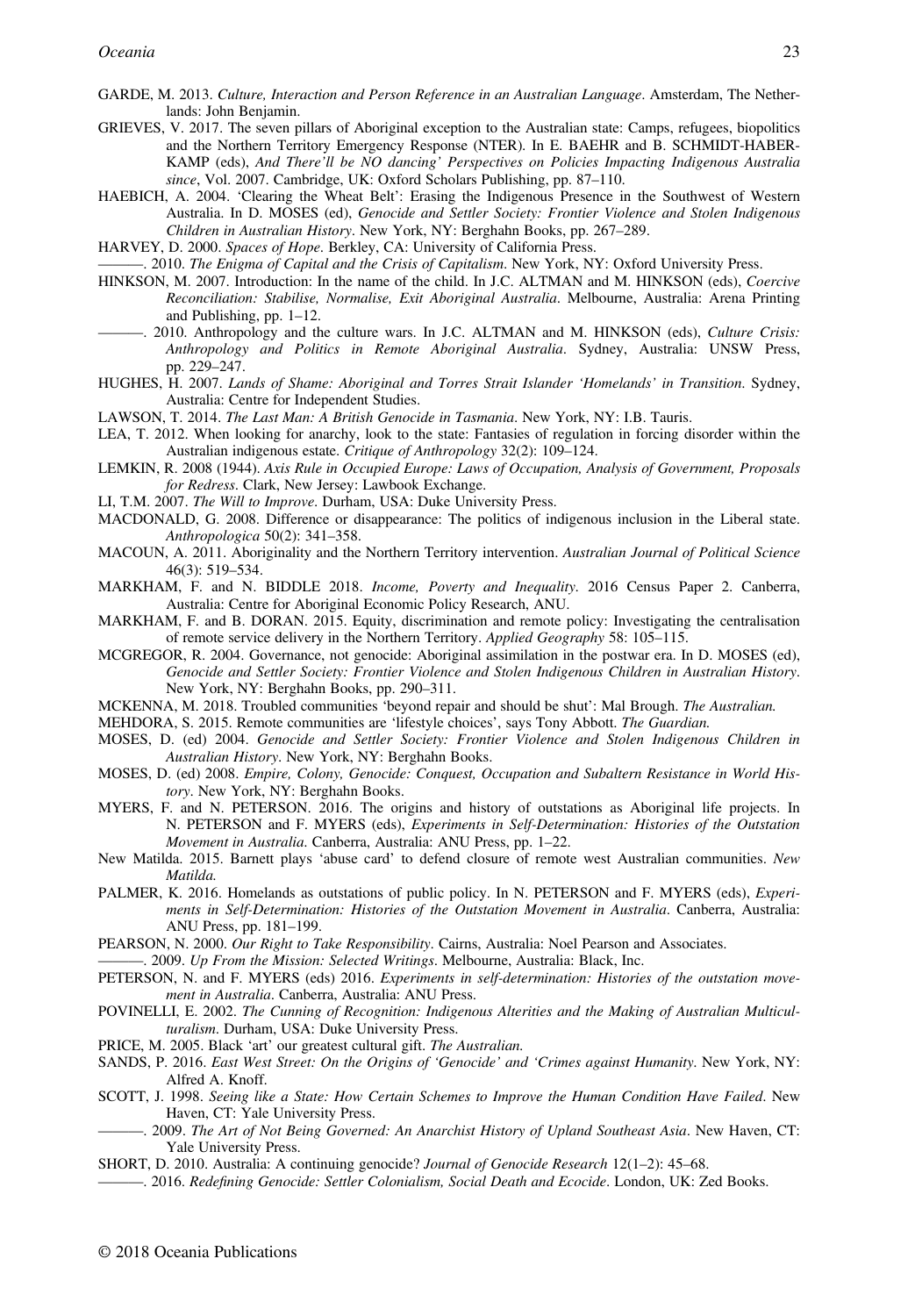GARDE, M. 2013. *Culture, Interaction and Person Reference in an Australian Language*. Amsterdam, The Netherlands: John Benjamin.

GRIEVES, V. 2017. The seven pillars of Aboriginal exception to the Australian state: Camps, refugees, biopolitics and the Northern Territory Emergency Response (NTER). In E. BAEHR and B. SCHMIDT-HABERKAMP (eds), *And There'll be NO dancing' Perspectives on Policies Impacting Indigenous Australia since*, Vol. 2007. Cambridge, UK: Oxford Scholars Publishing, pp. 87–110.

HAEBICH, A. 2004. 'Clearing the Wheat Belt': Erasing the Indigenous Presence in the Southwest of Western Australia. In D. MOSES (ed), *Genocide and Settler Society: Frontier Violence and Stolen Indigenous Children in Australian History*. New York, NY: Berghahn Books, pp. 267–289.

HARVEY, D. 2000. *Spaces of Hope*. Berkley, CA: University of California Press.

———. 2010. *The Enigma of Capital and the Crisis of Capitalism*. New York, NY: Oxford University Press.

HINKSON, M. 2007. Introduction: In the name of the child. In J.C. ALTMAN and M. HINKSON (eds), *Coercive Reconciliation: Stabilise, Normalise, Exit Aboriginal Australia*. Melbourne, Australia: Arena Printing and Publishing, pp. 1–12.

———. 2010. Anthropology and the culture wars. In J.C. ALTMAN and M. HINKSON (eds), *Culture Crisis: Anthropology and Politics in Remote Aboriginal Australia*. Sydney, Australia: UNSW Press, pp. 229–247.

HUGHES, H. 2007. *Lands of Shame: Aboriginal and Torres Strait Islander 'Homelands' in Transition*. Sydney, Australia: Centre for Independent Studies.

LAWSON, T. 2014. *The Last Man: A British Genocide in Tasmania*. New York, NY: I.B. Tauris.

LEA, T. 2012. When looking for anarchy, look to the state: Fantasies of regulation in forcing disorder within the Australian indigenous estate. *Critique of Anthropology* 32(2): 109–124.

LEMKIN, R. 2008 (1944). *Axis Rule in Occupied Europe: Laws of Occupation, Analysis of Government, Proposals for Redress*. Clark, New Jersey: Lawbook Exchange.

LI, T.M. 2007. *The Will to Improve*. Durham, USA: Duke University Press.

MACDONALD, G. 2008. Difference or disappearance: The politics of indigenous inclusion in the Liberal state. *Anthropologica* 50(2): 341–358.

MACOUN, A. 2011. Aboriginality and the Northern Territory intervention. *Australian Journal of Political Science* 46(3): 519–534.

MARKHAM, F. and N. BIDDLE 2018. *Income, Poverty and Inequality*. 2016 Census Paper 2. Canberra, Australia: Centre for Aboriginal Economic Policy Research, ANU.

MARKHAM, F. and B. DORAN. 2015. Equity, discrimination and remote policy: Investigating the centralisation of remote service delivery in the Northern Territory. *Applied Geography* 58: 105–115.

MCGREGOR, R. 2004. Governance, not genocide: Aboriginal assimilation in the postwar era. In D. MOSES (ed), *Genocide and Settler Society: Frontier Violence and Stolen Indigenous Children in Australian History*. New York, NY: Berghahn Books, pp. 290–311.

MCKENNA, M. 2018. Troubled communities 'beyond repair and should be shut': Mal Brough. *The Australian.*

MEHDORA, S. 2015. Remote communities are 'lifestyle choices', says Tony Abbott. *The Guardian.*

MOSES, D. (ed) 2004. *Genocide and Settler Society: Frontier Violence and Stolen Indigenous Children in Australian History*. New York, NY: Berghahn Books.

MOSES, D. (ed) 2008. *Empire, Colony, Genocide: Conquest, Occupation and Subaltern Resistance in World History*. New York, NY: Berghahn Books.

MYERS, F. and N. PETERSON. 2016. The origins and history of outstations as Aboriginal life projects. In N. PETERSON and F. MYERS (eds), *Experiments in Self-Determination: Histories of the Outstation Movement in Australia*. Canberra, Australia: ANU Press, pp. 1–22.

New Matilda. 2015. Barnett plays 'abuse card' to defend closure of remote west Australian communities. *New Matilda.*

PALMER, K. 2016. Homelands as outstations of public policy. In N. PETERSON and F. MYERS (eds), *Experiments in Self-Determination: Histories of the Outstation Movement in Australia*. Canberra, Australia: ANU Press, pp. 181–199.

PEARSON, N. 2000. *Our Right to Take Responsibility*. Cairns, Australia: Noel Pearson and Associates.

———. 2009. *Up From the Mission: Selected Writings*. Melbourne, Australia: Black, Inc.

PETERSON, N. and F. MYERS (eds) 2016. *Experiments in self-determination: Histories of the outstation movement in Australia*. Canberra, Australia: ANU Press.

POVINELLI, E. 2002. *The Cunning of Recognition: Indigenous Alterities and the Making of Australian Multiculturalism*. Durham, USA: Duke University Press.

PRICE, M. 2005. Black 'art' our greatest cultural gift. *The Australian.*

SANDS, P. 2016. *East West Street: On the Origins of 'Genocide' and 'Crimes against Humanity*. New York, NY: Alfred A. Knoff.

SCOTT, J. 1998. *Seeing like a State: How Certain Schemes to Improve the Human Condition Have Failed*. New Haven, CT: Yale University Press.

———. 2009. *The Art of Not Being Governed: An Anarchist History of Upland Southeast Asia*. New Haven, CT: Yale University Press.

SHORT, D. 2010. Australia: A continuing genocide? *Journal of Genocide Research* 12(1–2): 45–68.

———. 2016. *Redefining Genocide: Settler Colonialism, Social Death and Ecocide*. London, UK: Zed Books.

© 2018 Oceania Publications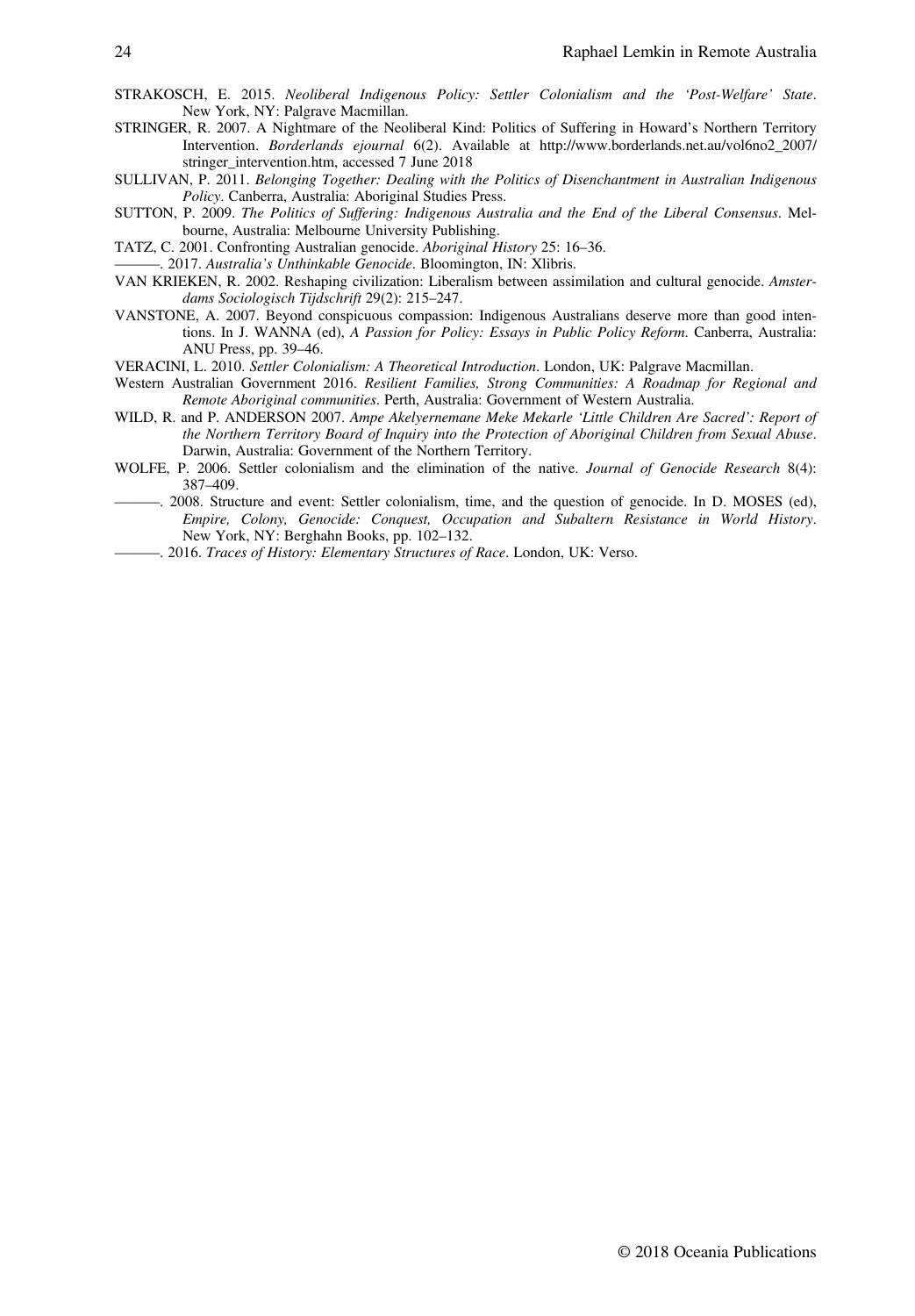STRAKOSCH, E. 2015. *Neoliberal Indigenous Policy: Settler Colonialism and the 'Post-Welfare' State*. New York, NY: Palgrave Macmillan.

STRINGER, R. 2007. A Nightmare of the Neoliberal Kind: Politics of Suffering in Howard's Northern Territory Intervention. *Borderlands ejournal* 6(2). Available at http://www.borderlands.net.au/vol6no2_2007/stringer_intervention.htm, accessed 7 June 2018

SULLIVAN, P. 2011. *Belonging Together: Dealing with the Politics of Disenchantment in Australian Indigenous Policy*. Canberra, Australia: Aboriginal Studies Press.

SUTTON, P. 2009. *The Politics of Suffering: Indigenous Australia and the End of the Liberal Consensus*. Melbourne, Australia: Melbourne University Publishing.

TATZ, C. 2001. Confronting Australian genocide. *Aboriginal History* 25: 16–36.

———. 2017. *Australia's Unthinkable Genocide*. Bloomington, IN: Xlibris.

VAN KRIEKEN, R. 2002. Reshaping civilization: Liberalism between assimilation and cultural genocide. *Amsterdams Sociologisch Tijdschrift* 29(2): 215–247.

VANSTONE, A. 2007. Beyond conspicuous compassion: Indigenous Australians deserve more than good intentions. In J. WANNA (ed), *A Passion for Policy: Essays in Public Policy Reform*. Canberra, Australia: ANU Press, pp. 39–46.

VERACINI, L. 2010. *Settler Colonialism: A Theoretical Introduction*. London, UK: Palgrave Macmillan.

Western Australian Government 2016. *Resilient Families, Strong Communities: A Roadmap for Regional and Remote Aboriginal communities*. Perth, Australia: Government of Western Australia.

WILD, R. and P. ANDERSON 2007. *Ampe Akelyernemane Meke Mekarle 'Little Children Are Sacred': Report of the Northern Territory Board of Inquiry into the Protection of Aboriginal Children from Sexual Abuse*. Darwin, Australia: Government of the Northern Territory.

WOLFE, P. 2006. Settler colonialism and the elimination of the native. *Journal of Genocide Research* 8(4): 387–409.

———. 2008. Structure and event: Settler colonialism, time, and the question of genocide. In D. MOSES (ed), *Empire, Colony, Genocide: Conquest, Occupation and Subaltern Resistance in World History*. New York, NY: Berghahn Books, pp. 102–132.

———. 2016. *Traces of History: Elementary Structures of Race*. London, UK: Verso.